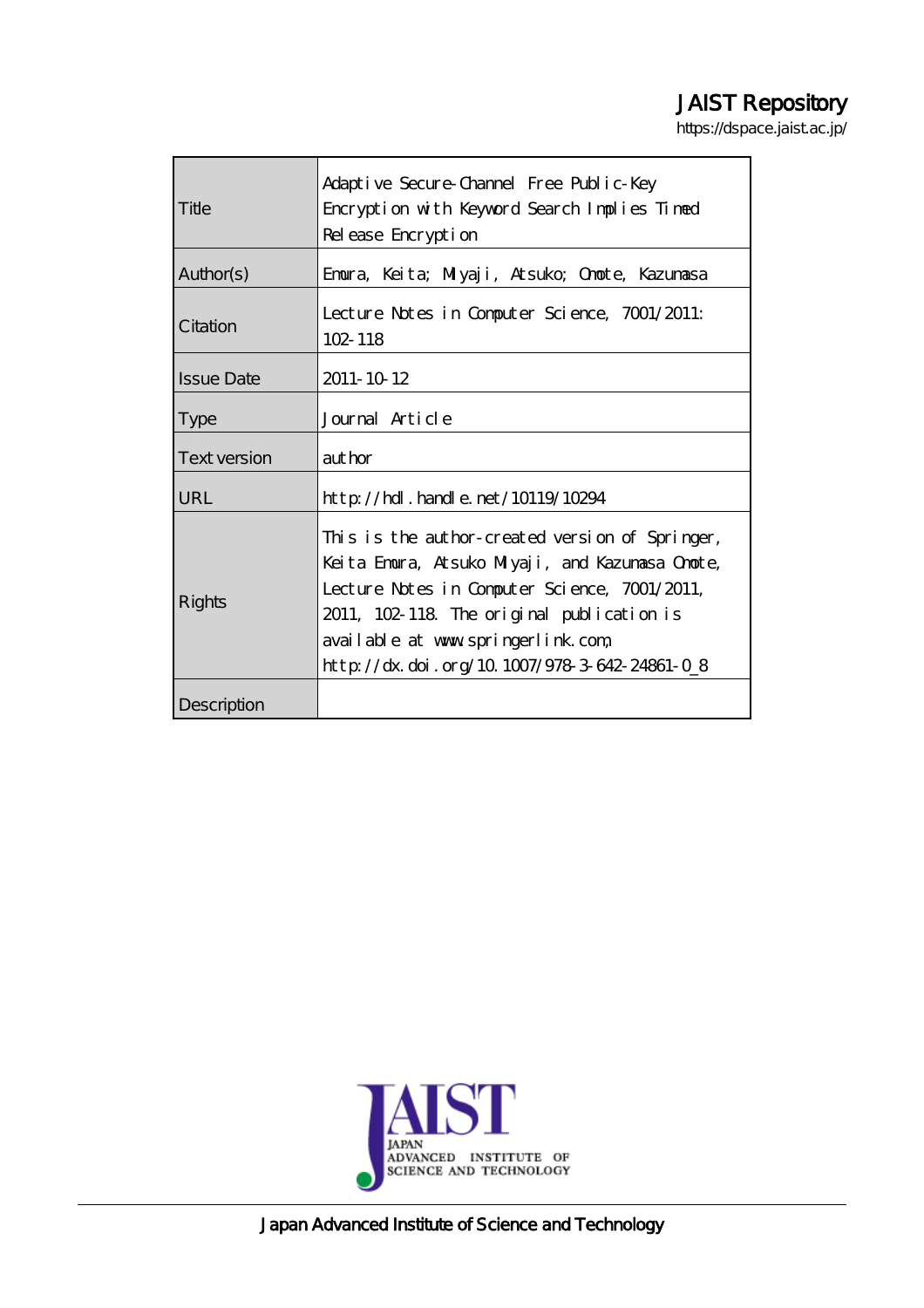# JAIST Repository

https://dspace.jaist.ac.jp/

| | |
|---|---|
| Title | Adaptive Secure-Channel Free Public-Key Encryption with Keyword Search Implies Timed Release Encryption |
| Author(s) | Emura, Keita; Miyaji, Atsuko; Omote, Kazumasa |
| Citation | Lecture Notes in Computer Science, 7001/2011: 102-118 |
| Issue Date | 2011-10-12 |
| Type | Journal Article |
| Text version | author |
| URL | http://hdl.handle.net/10119/10294 |
| Rights | This is the author-created version of Springer, Keita Emura, Atsuko Miyaji, and Kazumasa Omote, Lecture Notes in Computer Science, 7001/2011, 2011, 102-118. The original publication is available at www.springerlink.com, http://dx.doi.org/10.1007/978-3-642-24861-0_8 |
| Description | |

Japan Advanced Institute of Science and Technology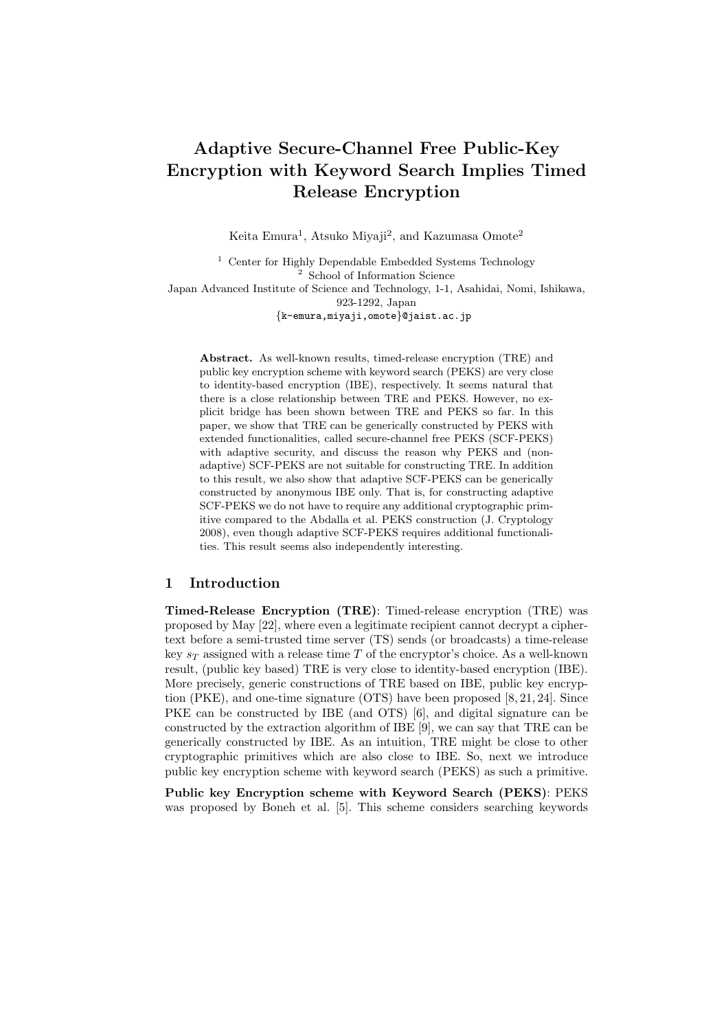# Adaptive Secure-Channel Free Public-Key Encryption with Keyword Search Implies Timed Release Encryption

Keita Emura[1], Atsuko Miyaji[2], and Kazumasa Omote[2]

[1] Center for Highly Dependable Embedded Systems Technology
[2] School of Information Science
Japan Advanced Institute of Science and Technology, 1-1, Asahidai, Nomi, Ishikawa, 923-1292, Japan
{k-emura,miyaji,omote}@jaist.ac.jp

**Abstract.** As well-known results, timed-release encryption (TRE) and public key encryption scheme with keyword search (PEKS) are very close to identity-based encryption (IBE), respectively. It seems natural that there is a close relationship between TRE and PEKS. However, no explicit bridge has been shown between TRE and PEKS so far. In this paper, we show that TRE can be generically constructed by PEKS with extended functionalities, called secure-channel free PEKS (SCF-PEKS) with adaptive security, and discuss the reason why PEKS and (non-adaptive) SCF-PEKS are not suitable for constructing TRE. In addition to this result, we also show that adaptive SCF-PEKS can be generically constructed by anonymous IBE only. That is, for constructing adaptive SCF-PEKS we do not have to require any additional cryptographic primitive compared to the Abdalla et al. PEKS construction (J. Cryptology 2008), even though adaptive SCF-PEKS requires additional functionalities. This result seems also independently interesting.

## 1 Introduction

**Timed-Release Encryption (TRE)**: Timed-release encryption (TRE) was proposed by May [22], where even a legitimate recipient cannot decrypt a ciphertext before a semi-trusted time server (TS) sends (or broadcasts) a time-release key $s_T$ assigned with a release time $T$ of the encryptor's choice. As a well-known result, (public key based) TRE is very close to identity-based encryption (IBE). More precisely, generic constructions of TRE based on IBE, public key encryption (PKE), and one-time signature (OTS) have been proposed [8, 21, 24]. Since PKE can be constructed by IBE (and OTS) [6], and digital signature can be constructed by the extraction algorithm of IBE [9], we can say that TRE can be generically constructed by IBE. As an intuition, TRE might be close to other cryptographic primitives which are also close to IBE. So, next we introduce public key encryption scheme with keyword search (PEKS) as such a primitive.

**Public key Encryption scheme with Keyword Search (PEKS)**: PEKS was proposed by Boneh et al. [5]. This scheme considers searching keywords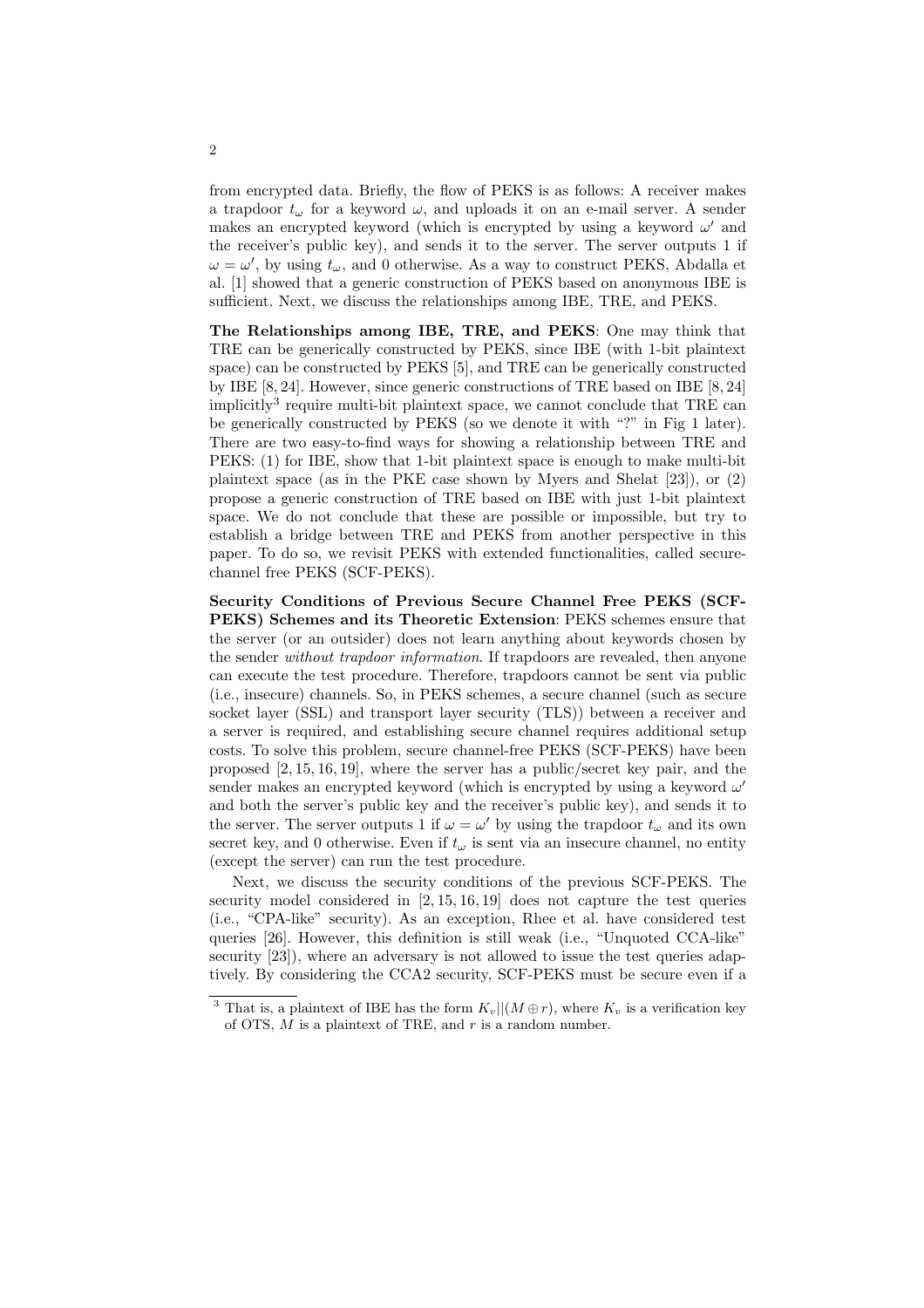from encrypted data. Briefly, the flow of PEKS is as follows: A receiver makes a trapdoor $t_\omega$ for a keyword $\omega$, and uploads it on an e-mail server. A sender makes an encrypted keyword (which is encrypted by using a keyword $\omega'$ and the receiver's public key), and sends it to the server. The server outputs 1 if $\omega = \omega'$, by using $t_\omega$, and 0 otherwise. As a way to construct PEKS, Abdalla et al. [1] showed that a generic construction of PEKS based on anonymous IBE is sufficient. Next, we discuss the relationships among IBE, TRE, and PEKS.

**The Relationships among IBE, TRE, and PEKS**: One may think that TRE can be generically constructed by PEKS, since IBE (with 1-bit plaintext space) can be constructed by PEKS [5], and TRE can be generically constructed by IBE [8, 24]. However, since generic constructions of TRE based on IBE [8, 24] implicitly[3] require multi-bit plaintext space, we cannot conclude that TRE can be generically constructed by PEKS (so we denote it with "?" in Fig 1 later). There are two easy-to-find ways for showing a relationship between TRE and PEKS: (1) for IBE, show that 1-bit plaintext space is enough to make multi-bit plaintext space (as in the PKE case shown by Myers and Shelat [23]), or (2) propose a generic construction of TRE based on IBE with just 1-bit plaintext space. We do not conclude that these are possible or impossible, but try to establish a bridge between TRE and PEKS from another perspective in this paper. To do so, we revisit PEKS with extended functionalities, called secure-channel free PEKS (SCF-PEKS).

**Security Conditions of Previous Secure Channel Free PEKS (SCF-PEKS) Schemes and its Theoretic Extension**: PEKS schemes ensure that the server (or an outsider) does not learn anything about keywords chosen by the sender *without trapdoor information*. If trapdoors are revealed, then anyone can execute the test procedure. Therefore, trapdoors cannot be sent via public (i.e., insecure) channels. So, in PEKS schemes, a secure channel (such as secure socket layer (SSL) and transport layer security (TLS)) between a receiver and a server is required, and establishing secure channel requires additional setup costs. To solve this problem, secure channel-free PEKS (SCF-PEKS) have been proposed [2, 15, 16, 19], where the server has a public/secret key pair, and the sender makes an encrypted keyword (which is encrypted by using a keyword $\omega'$ and both the server's public key and the receiver's public key), and sends it to the server. The server outputs 1 if $\omega = \omega'$ by using the trapdoor $t_\omega$ and its own secret key, and 0 otherwise. Even if $t_\omega$ is sent via an insecure channel, no entity (except the server) can run the test procedure.

Next, we discuss the security conditions of the previous SCF-PEKS. The security model considered in [2, 15, 16, 19] does not capture the test queries (i.e., "CPA-like" security). As an exception, Rhee et al. have considered test queries [26]. However, this definition is still weak (i.e., "Unquoted CCA-like" security [23]), where an adversary is not allowed to issue the test queries adaptively. By considering the CCA2 security, SCF-PEKS must be secure even if a

[3] That is, a plaintext of IBE has the form $K_v || (M \oplus r)$, where $K_v$ is a verification key of OTS, $M$ is a plaintext of TRE, and $r$ is a random number.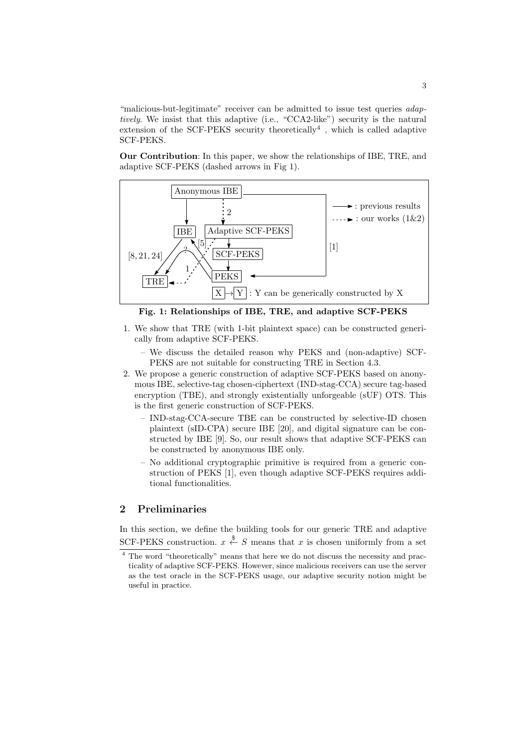"malicious-but-legitimate" receiver can be admitted to issue test queries *adaptively*. We insist that this adaptive (i.e., "CCA2-like") security is the natural extension of the SCF-PEKS security theoretically[4], which is called adaptive SCF-PEKS.

**Our Contribution**: In this paper, we show the relationships of IBE, TRE, and adaptive SCF-PEKS (dashed arrows in Fig 1).

**Fig. 1: Relationships of IBE, TRE, and adaptive SCF-PEKS**

1. We show that TRE (with 1-bit plaintext space) can be constructed generically from adaptive SCF-PEKS.
   - We discuss the detailed reason why PEKS and (non-adaptive) SCF-PEKS are not suitable for constructing TRE in Section 4.3.
2. We propose a generic construction of adaptive SCF-PEKS based on anonymous IBE, selective-tag chosen-ciphertext (IND-stag-CCA) secure tag-based encryption (TBE), and strongly existentially unforgeable (sUF) OTS. This is the first generic construction of SCF-PEKS.
   - IND-stag-CCA-secure TBE can be constructed by selective-ID chosen plaintext (sID-CPA) secure IBE [20], and digital signature can be constructed by IBE [9]. So, our result shows that adaptive SCF-PEKS can be constructed by anonymous IBE only.
   - No additional cryptographic primitive is required from a generic construction of PEKS [1], even though adaptive SCF-PEKS requires additional functionalities.

## 2 Preliminaries

In this section, we define the building tools for our generic TRE and adaptive SCF-PEKS construction. $x \xleftarrow{\$} S$ means that $x$ is chosen uniformly from a set

[4] The word "theoretically" means that here we do not discuss the necessity and practicality of adaptive SCF-PEKS. However, since malicious receivers can use the server as the test oracle in the SCF-PEKS usage, our adaptive security notion might be useful in practice.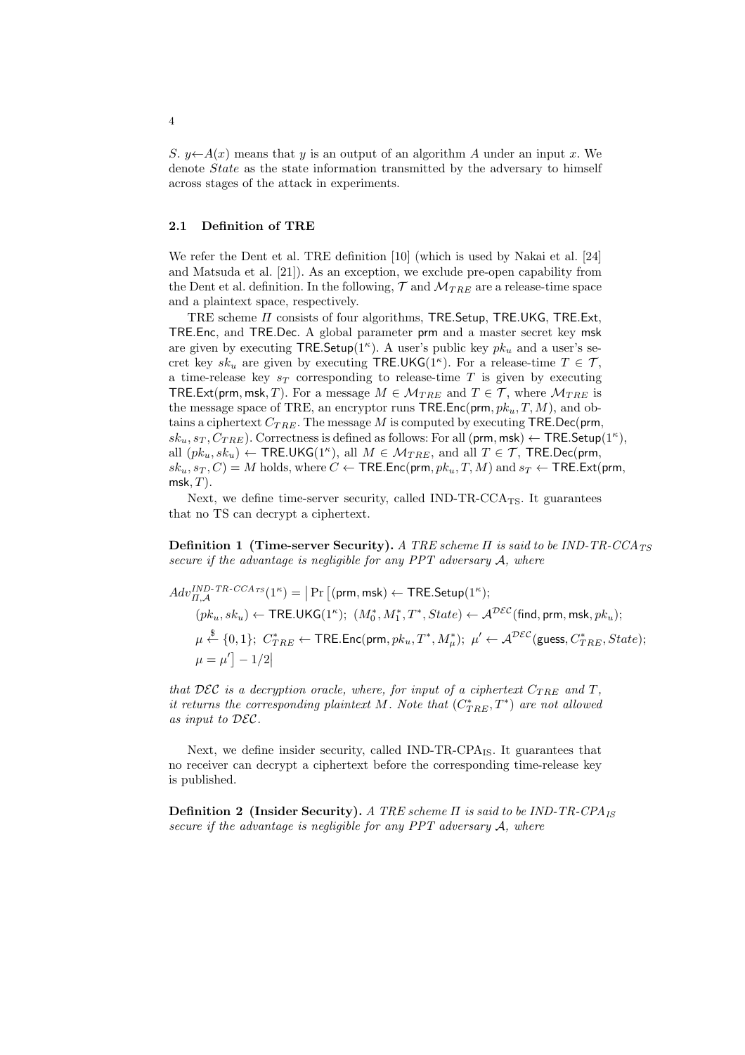$S$. $y \leftarrow A(x)$ means that $y$ is an output of an algorithm $A$ under an input $x$. We denote $State$ as the state information transmitted by the adversary to himself across stages of the attack in experiments.

### 2.1 Definition of TRE

We refer the Dent et al. TRE definition [10] (which is used by Nakai et al. [24] and Matsuda et al. [21]). As an exception, we exclude pre-open capability from the Dent et al. definition. In the following, $\mathcal{T}$ and $\mathcal{M}_{TRE}$ are a release-time space and a plaintext space, respectively.

TRE scheme $\Pi$ consists of four algorithms, $\mathsf{TRE.Setup}$, $\mathsf{TRE.UKG}$, $\mathsf{TRE.Ext}$, $\mathsf{TRE.Enc}$, and $\mathsf{TRE.Dec}$. A global parameter $\mathsf{prm}$ and a master secret key $\mathsf{msk}$ are given by executing $\mathsf{TRE.Setup}(1^\kappa)$. A user's public key $pk_u$ and a user's secret key $sk_u$ are given by executing $\mathsf{TRE.UKG}(1^\kappa)$. For a release-time $T \in \mathcal{T}$, a time-release key $s_T$ corresponding to release-time $T$ is given by executing $\mathsf{TRE.Ext}(\mathsf{prm}, \mathsf{msk}, T)$. For a message $M \in \mathcal{M}_{TRE}$ and $T \in \mathcal{T}$, where $\mathcal{M}_{TRE}$ is the message space of TRE, an encryptor runs $\mathsf{TRE.Enc}(\mathsf{prm}, pk_u, T, M)$, and obtains a ciphertext $C_{TRE}$. The message $M$ is computed by executing $\mathsf{TRE.Dec}(\mathsf{prm}, sk_u, s_T, C_{TRE})$. Correctness is defined as follows: For all $(\mathsf{prm}, \mathsf{msk}) \leftarrow \mathsf{TRE.Setup}(1^\kappa)$, all $(pk_u, sk_u) \leftarrow \mathsf{TRE.UKG}(1^\kappa)$, all $M \in \mathcal{M}_{TRE}$, and all $T \in \mathcal{T}$, $\mathsf{TRE.Dec}(\mathsf{prm}, sk_u, s_T, C) = M$ holds, where $C \leftarrow \mathsf{TRE.Enc}(\mathsf{prm}, pk_u, T, M)$ and $s_T \leftarrow \mathsf{TRE.Ext}(\mathsf{prm}, \mathsf{msk}, T)$.

Next, we define time-server security, called IND-TR-CCA$_{\text{TS}}$. It guarantees that no TS can decrypt a ciphertext.

**Definition 1 (Time-server Security).** *A TRE scheme $\Pi$ is said to be IND-TR-CCA$_{TS}$ secure if the advantage is negligible for any PPT adversary $\mathcal{A}$, where*

$$
\begin{aligned}
&Adv_{\Pi,\mathcal{A}}^{IND\text{-}TR\text{-}CCA_{TS}}(1^\kappa) = \Big|\Pr\big[(\mathsf{prm}, \mathsf{msk}) \leftarrow \mathsf{TRE.Setup}(1^\kappa);\\
&\quad (pk_u, sk_u) \leftarrow \mathsf{TRE.UKG}(1^\kappa);\ (M_0^*, M_1^*, T^*, State) \leftarrow \mathcal{A}^{\mathcal{DEC}}(\mathsf{find}, \mathsf{prm}, \mathsf{msk}, pk_u);\\
&\quad \mu \xleftarrow{\$} \{0,1\};\ C_{TRE}^* \leftarrow \mathsf{TRE.Enc}(\mathsf{prm}, pk_u, T^*, M_\mu^*);\ \mu' \leftarrow \mathcal{A}^{\mathcal{DEC}}(\mathsf{guess}, C_{TRE}^*, State);\\
&\quad \mu = \mu'\big] - 1/2\Big|
\end{aligned}
$$

*that $\mathcal{DEC}$ is a decryption oracle, where, for input of a ciphertext $C_{TRE}$ and $T$, it returns the corresponding plaintext $M$. Note that $(C_{TRE}^*, T^*)$ are not allowed as input to $\mathcal{DEC}$.*

Next, we define insider security, called IND-TR-CPA$_{\text{IS}}$. It guarantees that no receiver can decrypt a ciphertext before the corresponding time-release key is published.

**Definition 2 (Insider Security).** *A TRE scheme $\Pi$ is said to be IND-TR-CPA$_{IS}$ secure if the advantage is negligible for any PPT adversary $\mathcal{A}$, where*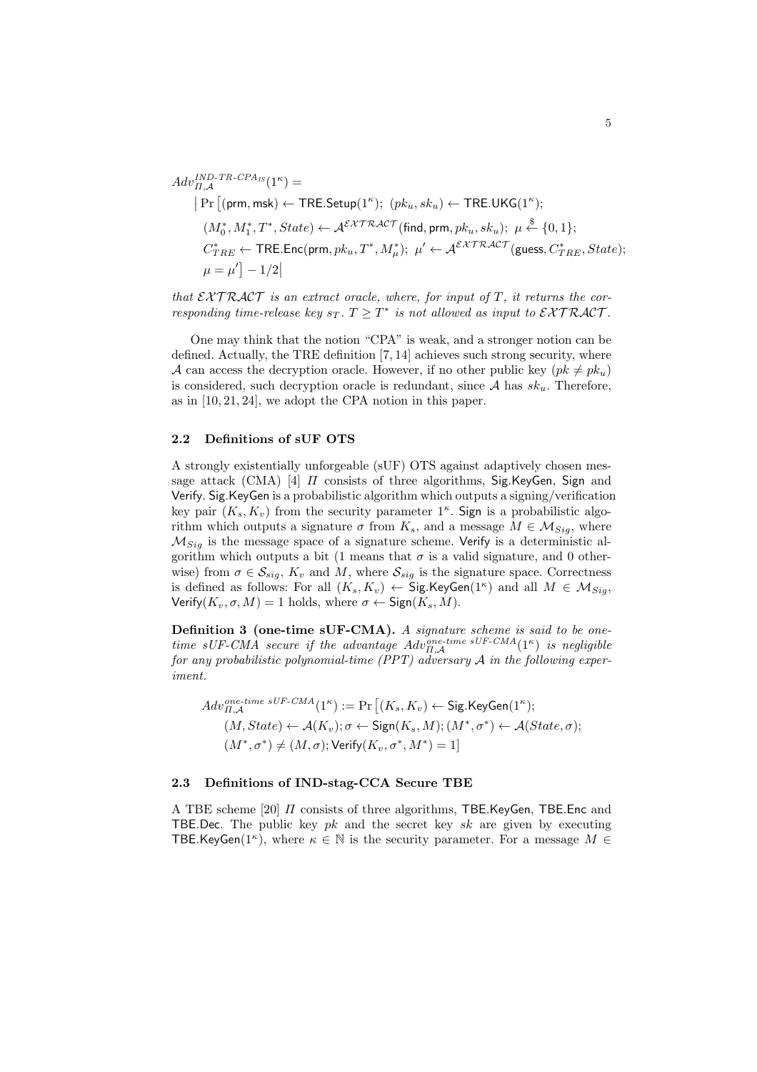$$
\begin{aligned}
&Adv_{\Pi,\mathcal{A}}^{IND\text{-}TR\text{-}CPA_{IS}}(1^\kappa) = \\
&\quad \big| \Pr\big[(\mathsf{prm}, \mathsf{msk}) \leftarrow \mathsf{TRE.Setup}(1^\kappa);\ (pk_u, sk_u) \leftarrow \mathsf{TRE.UKG}(1^\kappa); \\
&\quad (M_0^*, M_1^*, T^*, State) \leftarrow \mathcal{A}^{\mathcal{EXTRACT}}(\mathsf{find}, \mathsf{prm}, pk_u, sk_u);\ \mu \xleftarrow{\$} \{0,1\}; \\
&\quad C_{TRE}^* \leftarrow \mathsf{TRE.Enc}(\mathsf{prm}, pk_u, T^*, M_\mu^*);\ \mu' \leftarrow \mathcal{A}^{\mathcal{EXTRACT}}(\mathsf{guess}, C_{TRE}^*, State); \\
&\quad \mu = \mu'\big] - 1/2\big|
\end{aligned}
$$

*that $\mathcal{EXTRACT}$ is an extract oracle, where, for input of $T$, it returns the corresponding time-release key $s_T$. $T \geq T^*$ is not allowed as input to $\mathcal{EXTRACT}$.*

One may think that the notion "CPA" is weak, and a stronger notion can be defined. Actually, the TRE definition [7, 14] achieves such strong security, where $\mathcal{A}$ can access the decryption oracle. However, if no other public key ($pk \neq pk_u$) is considered, such decryption oracle is redundant, since $\mathcal{A}$ has $sk_u$. Therefore, as in [10, 21, 24], we adopt the CPA notion in this paper.

### 2.2 Definitions of sUF OTS

A strongly existentially unforgeable (sUF) OTS against adaptively chosen message attack (CMA) [4] $\Pi$ consists of three algorithms, Sig.KeyGen, Sign and Verify. Sig.KeyGen is a probabilistic algorithm which outputs a signing/verification key pair $(K_s, K_v)$ from the security parameter $1^\kappa$. Sign is a probabilistic algorithm which outputs a signature $\sigma$ from $K_s$, and a message $M \in \mathcal{M}_{Sig}$, where $\mathcal{M}_{Sig}$ is the message space of a signature scheme. Verify is a deterministic algorithm which outputs a bit (1 means that $\sigma$ is a valid signature, and 0 otherwise) from $\sigma \in \mathcal{S}_{sig}$, $K_v$ and $M$, where $\mathcal{S}_{sig}$ is the signature space. Correctness is defined as follows: For all $(K_s, K_v) \leftarrow \mathsf{Sig.KeyGen}(1^\kappa)$ and all $M \in \mathcal{M}_{Sig}$, $\mathsf{Verify}(K_v, \sigma, M) = 1$ holds, where $\sigma \leftarrow \mathsf{Sign}(K_s, M)$.

**Definition 3 (one-time sUF-CMA).** *A signature scheme is said to be one-time sUF-CMA secure if the advantage $Adv_{\Pi,\mathcal{A}}^{one\text{-}time\ sUF\text{-}CMA}(1^\kappa)$ is negligible for any probabilistic polynomial-time (PPT) adversary $\mathcal{A}$ in the following experiment.*

$$
\begin{aligned}
&Adv_{\Pi,\mathcal{A}}^{one\text{-}time\ sUF\text{-}CMA}(1^\kappa) := \Pr\big[(K_s, K_v) \leftarrow \mathsf{Sig.KeyGen}(1^\kappa); \\
&\quad (M, State) \leftarrow \mathcal{A}(K_v); \sigma \leftarrow \mathsf{Sign}(K_s, M); (M^*, \sigma^*) \leftarrow \mathcal{A}(State, \sigma); \\
&\quad (M^*, \sigma^*) \neq (M, \sigma); \mathsf{Verify}(K_v, \sigma^*, M^*) = 1\big]
\end{aligned}
$$

### 2.3 Definitions of IND-stag-CCA Secure TBE

A TBE scheme [20] $\Pi$ consists of three algorithms, TBE.KeyGen, TBE.Enc and TBE.Dec. The public key $pk$ and the secret key $sk$ are given by executing $\mathsf{TBE.KeyGen}(1^\kappa)$, where $\kappa \in \mathbb{N}$ is the security parameter. For a message $M \in$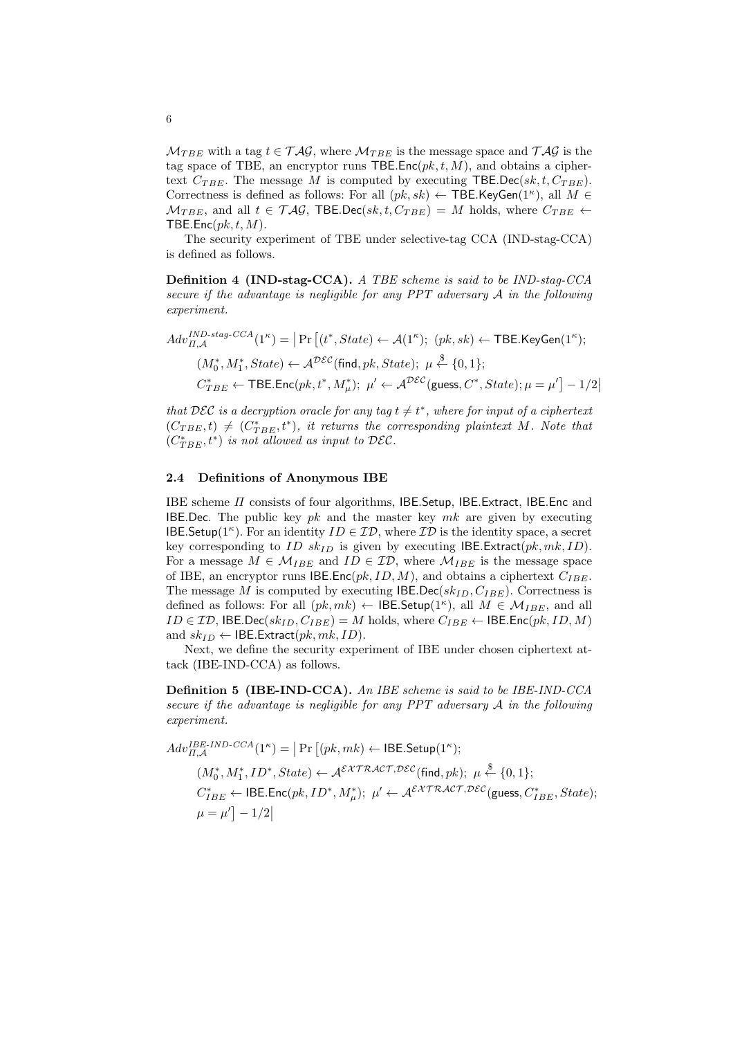$\mathcal{M}_{TBE}$ with a tag $t \in \mathcal{TAG}$, where $\mathcal{M}_{TBE}$ is the message space and $\mathcal{TAG}$ is the tag space of TBE, an encryptor runs $\mathsf{TBE.Enc}(pk, t, M)$, and obtains a ciphertext $C_{TBE}$. The message $M$ is computed by executing $\mathsf{TBE.Dec}(sk, t, C_{TBE})$. Correctness is defined as follows: For all $(pk, sk) \leftarrow \mathsf{TBE.KeyGen}(1^\kappa)$, all $M \in \mathcal{M}_{TBE}$, and all $t \in \mathcal{TAG}$, $\mathsf{TBE.Dec}(sk, t, C_{TBE}) = M$ holds, where $C_{TBE} \leftarrow \mathsf{TBE.Enc}(pk, t, M)$.

The security experiment of TBE under selective-tag CCA (IND-stag-CCA) is defined as follows.

**Definition 4 (IND-stag-CCA).** *A TBE scheme is said to be IND-stag-CCA secure if the advantage is negligible for any PPT adversary $\mathcal{A}$ in the following experiment.*

$$
\begin{aligned}
Adv^{IND\text{-}stag\text{-}CCA}_{\Pi,\mathcal{A}}(1^\kappa) = \big|\Pr\big[&(t^*, State) \leftarrow \mathcal{A}(1^\kappa);\ (pk, sk) \leftarrow \mathsf{TBE.KeyGen}(1^\kappa);\\
&(M_0^*, M_1^*, State) \leftarrow \mathcal{A}^{\mathcal{DEC}}(\mathsf{find}, pk, State);\ \mu \xleftarrow{\$} \{0,1\};\\
&C^*_{TBE} \leftarrow \mathsf{TBE.Enc}(pk, t^*, M^*_\mu);\ \mu' \leftarrow \mathcal{A}^{\mathcal{DEC}}(\mathsf{guess}, C^*, State); \mu = \mu'\big] - 1/2\big|
\end{aligned}
$$

*that $\mathcal{DEC}$ is a decryption oracle for any tag $t \neq t^*$, where for input of a ciphertext $(C_{TBE}, t) \neq (C^*_{TBE}, t^*)$, it returns the corresponding plaintext $M$. Note that $(C^*_{TBE}, t^*)$ is not allowed as input to $\mathcal{DEC}$.*

### 2.4 Definitions of Anonymous IBE

IBE scheme $\Pi$ consists of four algorithms, $\mathsf{IBE.Setup}$, $\mathsf{IBE.Extract}$, $\mathsf{IBE.Enc}$ and $\mathsf{IBE.Dec}$. The public key $pk$ and the master key $mk$ are given by executing $\mathsf{IBE.Setup}(1^\kappa)$. For an identity $ID \in \mathcal{ID}$, where $\mathcal{ID}$ is the identity space, a secret key corresponding to $ID$ $sk_{ID}$ is given by executing $\mathsf{IBE.Extract}(pk, mk, ID)$. For a message $M \in \mathcal{M}_{IBE}$ and $ID \in \mathcal{ID}$, where $\mathcal{M}_{IBE}$ is the message space of IBE, an encryptor runs $\mathsf{IBE.Enc}(pk, ID, M)$, and obtains a ciphertext $C_{IBE}$. The message $M$ is computed by executing $\mathsf{IBE.Dec}(sk_{ID}, C_{IBE})$. Correctness is defined as follows: For all $(pk, mk) \leftarrow \mathsf{IBE.Setup}(1^\kappa)$, all $M \in \mathcal{M}_{IBE}$, and all $ID \in \mathcal{ID}$, $\mathsf{IBE.Dec}(sk_{ID}, C_{IBE}) = M$ holds, where $C_{IBE} \leftarrow \mathsf{IBE.Enc}(pk, ID, M)$ and $sk_{ID} \leftarrow \mathsf{IBE.Extract}(pk, mk, ID)$.

Next, we define the security experiment of IBE under chosen ciphertext attack (IBE-IND-CCA) as follows.

**Definition 5 (IBE-IND-CCA).** *An IBE scheme is said to be IBE-IND-CCA secure if the advantage is negligible for any PPT adversary $\mathcal{A}$ in the following experiment.*

$$
\begin{aligned}
Adv^{IBE\text{-}IND\text{-}CCA}_{\Pi,\mathcal{A}}(1^\kappa) = \big|\Pr\big[&(pk, mk) \leftarrow \mathsf{IBE.Setup}(1^\kappa);\\
&(M_0^*, M_1^*, ID^*, State) \leftarrow \mathcal{A}^{\mathcal{EXTRACT},\mathcal{DEC}}(\mathsf{find}, pk);\ \mu \xleftarrow{\$} \{0,1\};\\
&C^*_{IBE} \leftarrow \mathsf{IBE.Enc}(pk, ID^*, M^*_\mu);\ \mu' \leftarrow \mathcal{A}^{\mathcal{EXTRACT},\mathcal{DEC}}(\mathsf{guess}, C^*_{IBE}, State);\\
&\mu = \mu'\big] - 1/2\big|
\end{aligned}
$$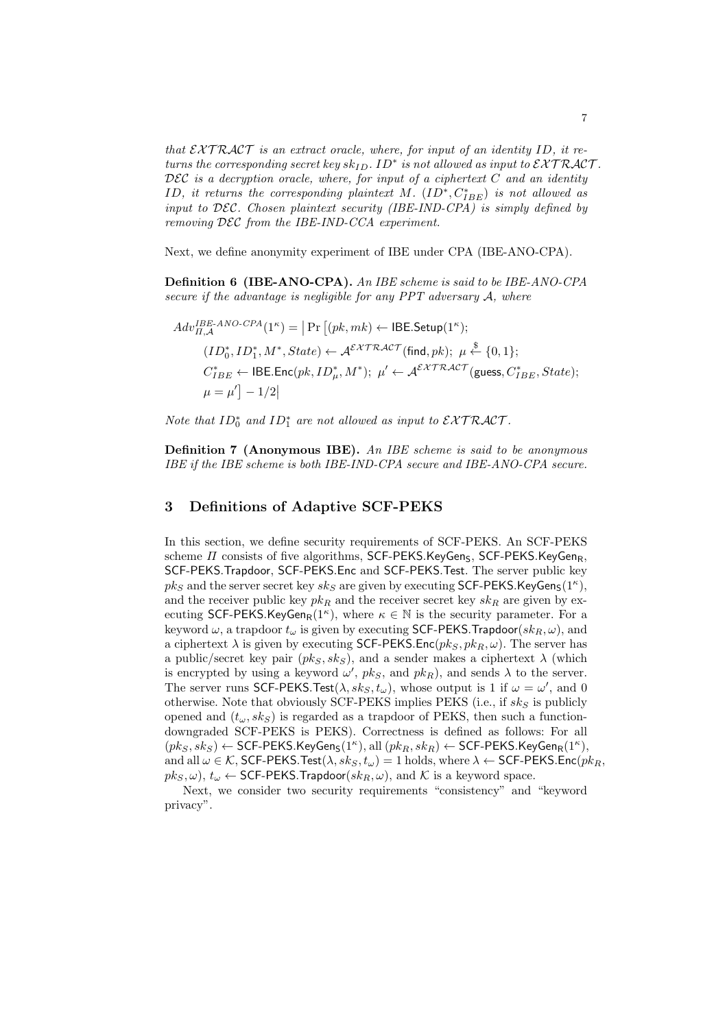*that $\mathcal{EXTRACT}$ is an extract oracle, where, for input of an identity $ID$, it returns the corresponding secret key $sk_{ID}$. $ID^*$ is not allowed as input to $\mathcal{EXTRACT}$. $\mathcal{DEC}$ is a decryption oracle, where, for input of a ciphertext $C$ and an identity $ID$, it returns the corresponding plaintext $M$. $(ID^*, C^*_{IBE})$ is not allowed as input to $\mathcal{DEC}$. Chosen plaintext security (IBE-IND-CPA) is simply defined by removing $\mathcal{DEC}$ from the IBE-IND-CCA experiment.*

Next, we define anonymity experiment of IBE under CPA (IBE-ANO-CPA).

**Definition 6 (IBE-ANO-CPA).** *An IBE scheme is said to be IBE-ANO-CPA secure if the advantage is negligible for any PPT adversary $\mathcal{A}$, where*

$$
\begin{aligned}
Adv^{IBE\text{-}ANO\text{-}CPA}_{\Pi,\mathcal{A}}(1^\kappa) = \big| \Pr \big[ &(pk, mk) \leftarrow \mathsf{IBE.Setup}(1^\kappa); \\
&(ID^*_0, ID^*_1, M^*, State) \leftarrow \mathcal{A}^{\mathcal{EXTRACT}}(\mathsf{find}, pk);\ \mu \xleftarrow{\$} \{0,1\}; \\
&C^*_{IBE} \leftarrow \mathsf{IBE.Enc}(pk, ID^*_\mu, M^*);\ \mu' \leftarrow \mathcal{A}^{\mathcal{EXTRACT}}(\mathsf{guess}, C^*_{IBE}, State); \\
&\mu = \mu' \big] - 1/2 \big|
\end{aligned}
$$

*Note that $ID^*_0$ and $ID^*_1$ are not allowed as input to $\mathcal{EXTRACT}$.*

**Definition 7 (Anonymous IBE).** *An IBE scheme is said to be anonymous IBE if the IBE scheme is both IBE-IND-CPA secure and IBE-ANO-CPA secure.*

## 3 Definitions of Adaptive SCF-PEKS

In this section, we define security requirements of SCF-PEKS. An SCF-PEKS scheme $\Pi$ consists of five algorithms, $\mathsf{SCF\text{-}PEKS.KeyGen_S}$, $\mathsf{SCF\text{-}PEKS.KeyGen_R}$, $\mathsf{SCF\text{-}PEKS.Trapdoor}$, $\mathsf{SCF\text{-}PEKS.Enc}$ and $\mathsf{SCF\text{-}PEKS.Test}$. The server public key $pk_S$ and the server secret key $sk_S$ are given by executing $\mathsf{SCF\text{-}PEKS.KeyGen_S}(1^\kappa)$, and the receiver public key $pk_R$ and the receiver secret key $sk_R$ are given by executing $\mathsf{SCF\text{-}PEKS.KeyGen_R}(1^\kappa)$, where $\kappa \in \mathbb{N}$ is the security parameter. For a keyword $\omega$, a trapdoor $t_\omega$ is given by executing $\mathsf{SCF\text{-}PEKS.Trapdoor}(sk_R, \omega)$, and a ciphertext $\lambda$ is given by executing $\mathsf{SCF\text{-}PEKS.Enc}(pk_S, pk_R, \omega)$. The server has a public/secret key pair $(pk_S, sk_S)$, and a sender makes a ciphertext $\lambda$ (which is encrypted by using a keyword $\omega'$, $pk_S$, and $pk_R$), and sends $\lambda$ to the server. The server runs $\mathsf{SCF\text{-}PEKS.Test}(\lambda, sk_S, t_\omega)$, whose output is 1 if $\omega = \omega'$, and 0 otherwise. Note that obviously SCF-PEKS implies PEKS (i.e., if $sk_S$ is publicly opened and $(t_\omega, sk_S)$ is regarded as a trapdoor of PEKS, then such a function-downgraded SCF-PEKS is PEKS). Correctness is defined as follows: For all $(pk_S, sk_S) \leftarrow \mathsf{SCF\text{-}PEKS.KeyGen_S}(1^\kappa)$, all $(pk_R, sk_R) \leftarrow \mathsf{SCF\text{-}PEKS.KeyGen_R}(1^\kappa)$, and all $\omega \in \mathcal{K}$, $\mathsf{SCF\text{-}PEKS.Test}(\lambda, sk_S, t_\omega) = 1$ holds, where $\lambda \leftarrow \mathsf{SCF\text{-}PEKS.Enc}(pk_R, pk_S, \omega)$, $t_\omega \leftarrow \mathsf{SCF\text{-}PEKS.Trapdoor}(sk_R, \omega)$, and $\mathcal{K}$ is a keyword space.

Next, we consider two security requirements "consistency" and "keyword privacy".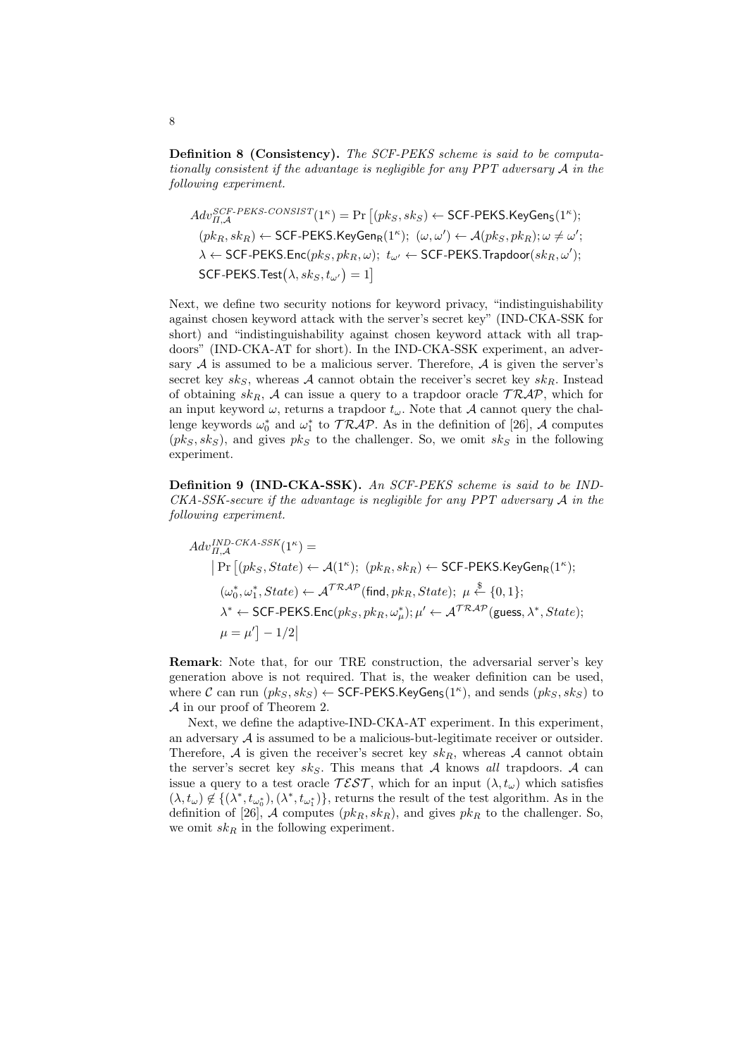**Definition 8 (Consistency).** *The SCF-PEKS scheme is said to be computationally consistent if the advantage is negligible for any PPT adversary $\mathcal{A}$ in the following experiment.*

$$
\begin{aligned}
&Adv_{\Pi,\mathcal{A}}^{SCF\text{-}PEKS\text{-}CONSIST}(1^\kappa) = \Pr\big[(pk_S, sk_S) \leftarrow \mathsf{SCF\text{-}PEKS.KeyGen_S}(1^\kappa);\\
&(pk_R, sk_R) \leftarrow \mathsf{SCF\text{-}PEKS.KeyGen_R}(1^\kappa);\ (\omega, \omega') \leftarrow \mathcal{A}(pk_S, pk_R); \omega \neq \omega';\\
&\lambda \leftarrow \mathsf{SCF\text{-}PEKS.Enc}(pk_S, pk_R, \omega);\ t_{\omega'} \leftarrow \mathsf{SCF\text{-}PEKS.Trapdoor}(sk_R, \omega');\\
&\mathsf{SCF\text{-}PEKS.Test}\big(\lambda, sk_S, t_{\omega'}\big) = 1\big]
\end{aligned}
$$

Next, we define two security notions for keyword privacy, "indistinguishability against chosen keyword attack with the server's secret key" (IND-CKA-SSK for short) and "indistinguishability against chosen keyword attack with all trapdoors" (IND-CKA-AT for short). In the IND-CKA-SSK experiment, an adversary $\mathcal{A}$ is assumed to be a malicious server. Therefore, $\mathcal{A}$ is given the server's secret key $sk_S$, whereas $\mathcal{A}$ cannot obtain the receiver's secret key $sk_R$. Instead of obtaining $sk_R$, $\mathcal{A}$ can issue a query to a trapdoor oracle $\mathcal{TRAP}$, which for an input keyword $\omega$, returns a trapdoor $t_\omega$. Note that $\mathcal{A}$ cannot query the challenge keywords $\omega_0^*$ and $\omega_1^*$ to $\mathcal{TRAP}$. As in the definition of [26], $\mathcal{A}$ computes $(pk_S, sk_S)$, and gives $pk_S$ to the challenger. So, we omit $sk_S$ in the following experiment.

**Definition 9 (IND-CKA-SSK).** *An SCF-PEKS scheme is said to be IND-CKA-SSK-secure if the advantage is negligible for any PPT adversary $\mathcal{A}$ in the following experiment.*

$$
\begin{aligned}
&Adv_{\Pi,\mathcal{A}}^{IND\text{-}CKA\text{-}SSK}(1^\kappa) =\\
&\quad \big|\Pr\big[(pk_S, State) \leftarrow \mathcal{A}(1^\kappa);\ (pk_R, sk_R) \leftarrow \mathsf{SCF\text{-}PEKS.KeyGen_R}(1^\kappa);\\
&\quad (\omega_0^*, \omega_1^*, State) \leftarrow \mathcal{A}^{\mathcal{TRAP}}(\mathsf{find}, pk_R, State);\ \mu \xleftarrow{\$} \{0,1\};\\
&\quad \lambda^* \leftarrow \mathsf{SCF\text{-}PEKS.Enc}(pk_S, pk_R, \omega_\mu^*); \mu' \leftarrow \mathcal{A}^{\mathcal{TRAP}}(\mathsf{guess}, \lambda^*, State);\\
&\quad \mu = \mu'\big] - 1/2\big|
\end{aligned}
$$

**Remark**: Note that, for our TRE construction, the adversarial server's key generation above is not required. That is, the weaker definition can be used, where $\mathcal{C}$ can run $(pk_S, sk_S) \leftarrow \mathsf{SCF\text{-}PEKS.KeyGen_S}(1^\kappa)$, and sends $(pk_S, sk_S)$ to $\mathcal{A}$ in our proof of Theorem 2.

Next, we define the adaptive-IND-CKA-AT experiment. In this experiment, an adversary $\mathcal{A}$ is assumed to be a malicious-but-legitimate receiver or outsider. Therefore, $\mathcal{A}$ is given the receiver's secret key $sk_R$, whereas $\mathcal{A}$ cannot obtain the server's secret key $sk_S$. This means that $\mathcal{A}$ knows *all* trapdoors. $\mathcal{A}$ can issue a query to a test oracle $\mathcal{TEST}$, which for an input $(\lambda, t_\omega)$ which satisfies $(\lambda, t_\omega) \notin \{(\lambda^*, t_{\omega_0^*}), (\lambda^*, t_{\omega_1^*})\}$, returns the result of the test algorithm. As in the definition of [26], $\mathcal{A}$ computes $(pk_R, sk_R)$, and gives $pk_R$ to the challenger. So, we omit $sk_R$ in the following experiment.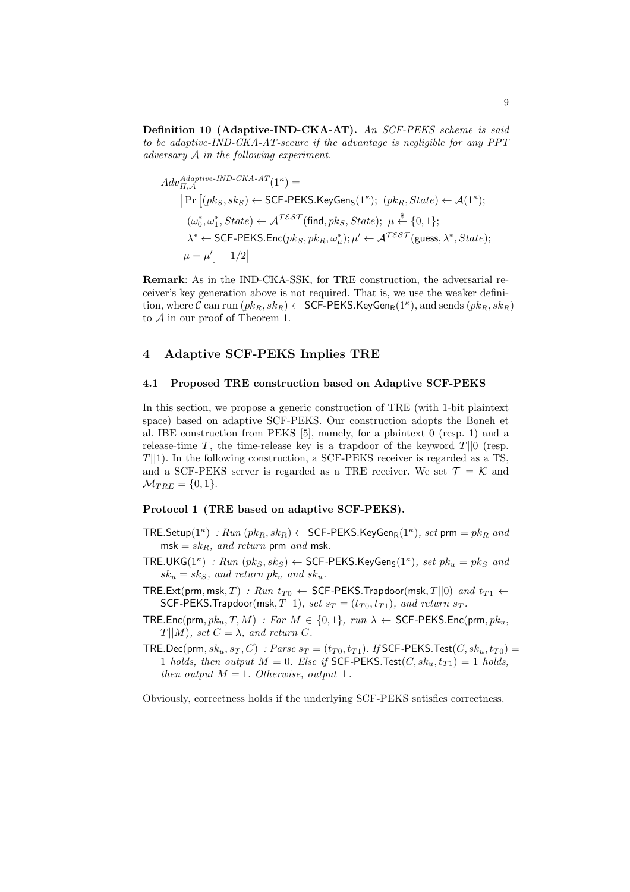**Definition 10 (Adaptive-IND-CKA-AT).** *An SCF-PEKS scheme is said to be adaptive-IND-CKA-AT-secure if the advantage is negligible for any PPT adversary $\mathcal{A}$ in the following experiment.*

$$
\begin{aligned}
&Adv_{\Pi,\mathcal{A}}^{Adaptive\text{-}IND\text{-}CKA\text{-}AT}(1^\kappa) = \\
&\quad \Big| \Pr \big[ (pk_S, sk_S) \leftarrow \mathsf{SCF\text{-}PEKS.KeyGen_S}(1^\kappa);\ (pk_R, State) \leftarrow \mathcal{A}(1^\kappa); \\
&\quad (\omega_0^*, \omega_1^*, State) \leftarrow \mathcal{A}^{\mathcal{TEST}}(\mathsf{find}, pk_S, State);\ \mu \xleftarrow{\$} \{0,1\}; \\
&\quad \lambda^* \leftarrow \mathsf{SCF\text{-}PEKS.Enc}(pk_S, pk_R, \omega_\mu^*); \mu' \leftarrow \mathcal{A}^{\mathcal{TEST}}(\mathsf{guess}, \lambda^*, State); \\
&\quad \mu = \mu' \big] - 1/2 \Big|
\end{aligned}
$$

**Remark**: As in the IND-CKA-SSK, for TRE construction, the adversarial receiver's key generation above is not required. That is, we use the weaker definition, where $\mathcal{C}$ can run $(pk_R, sk_R) \leftarrow \mathsf{SCF\text{-}PEKS.KeyGen_R}(1^\kappa)$, and sends $(pk_R, sk_R)$ to $\mathcal{A}$ in our proof of Theorem 1.

## 4 Adaptive SCF-PEKS Implies TRE

### 4.1 Proposed TRE construction based on Adaptive SCF-PEKS

In this section, we propose a generic construction of TRE (with 1-bit plaintext space) based on adaptive SCF-PEKS. Our construction adopts the Boneh et al. IBE construction from PEKS [5], namely, for a plaintext 0 (resp. 1) and a release-time $T$, the time-release key is a trapdoor of the keyword $T||0$ (resp. $T||1$). In the following construction, a SCF-PEKS receiver is regarded as a TS, and a SCF-PEKS server is regarded as a TRE receiver. We set $\mathcal{T} = \mathcal{K}$ and $\mathcal{M}_{TRE} = \{0,1\}$.

**Protocol 1 (TRE based on adaptive SCF-PEKS).**

- $\mathsf{TRE.Setup}(1^\kappa)$ *: Run* $(pk_R, sk_R) \leftarrow \mathsf{SCF\text{-}PEKS.KeyGen_R}(1^\kappa)$*, set* $\mathsf{prm} = pk_R$ *and* $\mathsf{msk} = sk_R$*, and return* $\mathsf{prm}$ *and* $\mathsf{msk}$.
- $\mathsf{TRE.UKG}(1^\kappa)$ *: Run* $(pk_S, sk_S) \leftarrow \mathsf{SCF\text{-}PEKS.KeyGen_S}(1^\kappa)$*, set* $pk_u = pk_S$ *and* $sk_u = sk_S$*, and return* $pk_u$ *and* $sk_u$.
- $\mathsf{TRE.Ext}(\mathsf{prm}, \mathsf{msk}, T)$ *: Run* $t_{T0} \leftarrow \mathsf{SCF\text{-}PEKS.Trapdoor}(\mathsf{msk}, T||0)$ *and* $t_{T1} \leftarrow \mathsf{SCF\text{-}PEKS.Trapdoor}(\mathsf{msk}, T||1)$*, set* $s_T = (t_{T0}, t_{T1})$*, and return* $s_T$.
- $\mathsf{TRE.Enc}(\mathsf{prm}, pk_u, T, M)$ *: For* $M \in \{0,1\}$*, run* $\lambda \leftarrow \mathsf{SCF\text{-}PEKS.Enc}(\mathsf{prm}, pk_u, T||M)$*, set* $C = \lambda$*, and return* $C$.
- $\mathsf{TRE.Dec}(\mathsf{prm}, sk_u, s_T, C)$ *: Parse* $s_T = (t_{T0}, t_{T1})$*. If* $\mathsf{SCF\text{-}PEKS.Test}(C, sk_u, t_{T0}) = 1$ *holds, then output* $M = 0$*. Else if* $\mathsf{SCF\text{-}PEKS.Test}(C, sk_u, t_{T1}) = 1$ *holds, then output* $M = 1$*. Otherwise, output* $\perp$.

Obviously, correctness holds if the underlying SCF-PEKS satisfies correctness.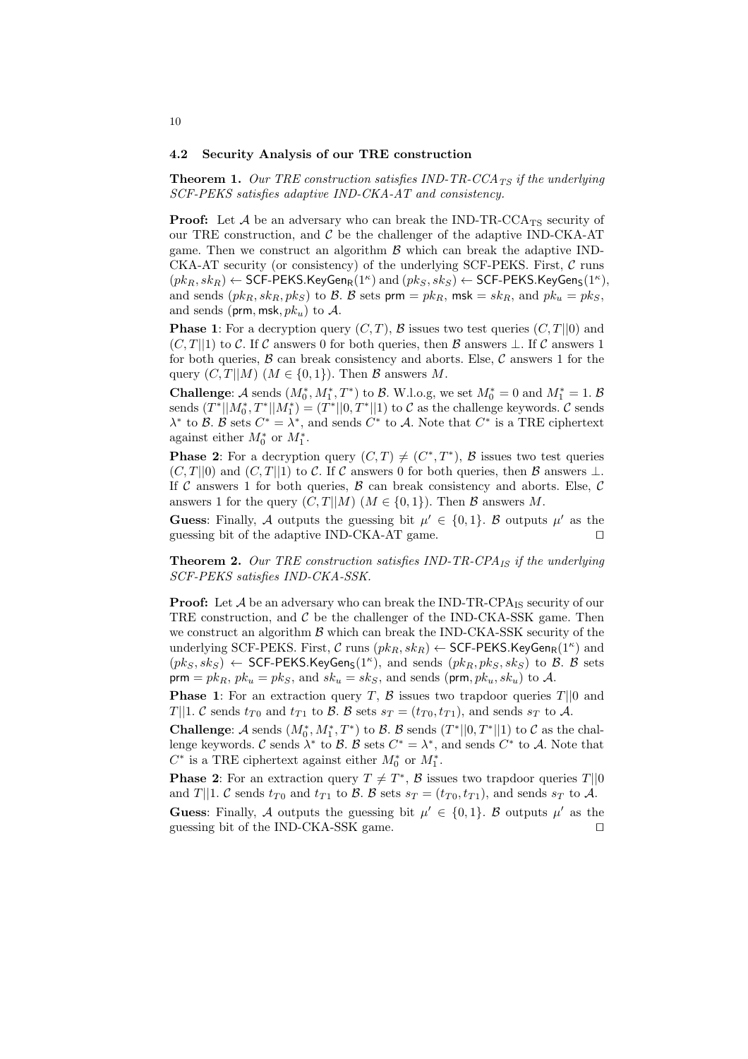### 4.2 Security Analysis of our TRE construction

**Theorem 1.** *Our TRE construction satisfies IND-TR-CCA$_{TS}$ if the underlying SCF-PEKS satisfies adaptive IND-CKA-AT and consistency.*

**Proof:** Let $\mathcal{A}$ be an adversary who can break the IND-TR-CCA$_{\rm TS}$ security of our TRE construction, and $\mathcal{C}$ be the challenger of the adaptive IND-CKA-AT game. Then we construct an algorithm $\mathcal{B}$ which can break the adaptive IND-CKA-AT security (or consistency) of the underlying SCF-PEKS. First, $\mathcal{C}$ runs $(pk_R, sk_R) \leftarrow \mathsf{SCF\text{-}PEKS.KeyGen_R}(1^\kappa)$ and $(pk_S, sk_S) \leftarrow \mathsf{SCF\text{-}PEKS.KeyGen_S}(1^\kappa)$, and sends $(pk_R, sk_R, pk_S)$ to $\mathcal{B}$. $\mathcal{B}$ sets $\mathsf{prm} = pk_R$, $\mathsf{msk} = sk_R$, and $pk_u = pk_S$, and sends $(\mathsf{prm}, \mathsf{msk}, pk_u)$ to $\mathcal{A}$.

**Phase 1**: For a decryption query $(C, T)$, $\mathcal{B}$ issues two test queries $(C, T||0)$ and $(C, T||1)$ to $\mathcal{C}$. If $\mathcal{C}$ answers 0 for both queries, then $\mathcal{B}$ answers $\perp$. If $\mathcal{C}$ answers 1 for both queries, $\mathcal{B}$ can break consistency and aborts. Else, $\mathcal{C}$ answers 1 for the query $(C, T||M)$ $(M \in \{0,1\})$. Then $\mathcal{B}$ answers $M$.

**Challenge**: $\mathcal{A}$ sends $(M_0^*, M_1^*, T^*)$ to $\mathcal{B}$. W.l.o.g, we set $M_0^* = 0$ and $M_1^* = 1$. $\mathcal{B}$ sends $(T^*||M_0^*, T^*||M_1^*) = (T^*||0, T^*||1)$ to $\mathcal{C}$ as the challenge keywords. $\mathcal{C}$ sends $\lambda^*$ to $\mathcal{B}$. $\mathcal{B}$ sets $C^* = \lambda^*$, and sends $C^*$ to $\mathcal{A}$. Note that $C^*$ is a TRE ciphertext against either $M_0^*$ or $M_1^*$.

**Phase 2**: For a decryption query $(C, T) \neq (C^*, T^*)$, $\mathcal{B}$ issues two test queries $(C, T||0)$ and $(C, T||1)$ to $\mathcal{C}$. If $\mathcal{C}$ answers 0 for both queries, then $\mathcal{B}$ answers $\perp$. If $\mathcal{C}$ answers 1 for both queries, $\mathcal{B}$ can break consistency and aborts. Else, $\mathcal{C}$ answers 1 for the query $(C, T||M)$ $(M \in \{0,1\})$. Then $\mathcal{B}$ answers $M$.

**Guess**: Finally, $\mathcal{A}$ outputs the guessing bit $\mu' \in \{0,1\}$. $\mathcal{B}$ outputs $\mu'$ as the guessing bit of the adaptive IND-CKA-AT game. $\square$

**Theorem 2.** *Our TRE construction satisfies IND-TR-CPA$_{IS}$ if the underlying SCF-PEKS satisfies IND-CKA-SSK.*

**Proof:** Let $\mathcal{A}$ be an adversary who can break the IND-TR-CPA$_{\rm IS}$ security of our TRE construction, and $\mathcal{C}$ be the challenger of the IND-CKA-SSK game. Then we construct an algorithm $\mathcal{B}$ which can break the IND-CKA-SSK security of the underlying SCF-PEKS. First, $\mathcal{C}$ runs $(pk_R, sk_R) \leftarrow \mathsf{SCF\text{-}PEKS.KeyGen_R}(1^\kappa)$ and $(pk_S, sk_S) \leftarrow \mathsf{SCF\text{-}PEKS.KeyGen_S}(1^\kappa)$, and sends $(pk_R, pk_S, sk_S)$ to $\mathcal{B}$. $\mathcal{B}$ sets $\mathsf{prm} = pk_R$, $pk_u = pk_S$, and $sk_u = sk_S$, and sends $(\mathsf{prm}, pk_u, sk_u)$ to $\mathcal{A}$.

**Phase 1**: For an extraction query $T$, $\mathcal{B}$ issues two trapdoor queries $T||0$ and $T||1$. $\mathcal{C}$ sends $t_{T0}$ and $t_{T1}$ to $\mathcal{B}$. $\mathcal{B}$ sets $s_T = (t_{T0}, t_{T1})$, and sends $s_T$ to $\mathcal{A}$.

**Challenge**: $\mathcal{A}$ sends $(M_0^*, M_1^*, T^*)$ to $\mathcal{B}$. $\mathcal{B}$ sends $(T^*||0, T^*||1)$ to $\mathcal{C}$ as the challenge keywords. $\mathcal{C}$ sends $\lambda^*$ to $\mathcal{B}$. $\mathcal{B}$ sets $C^* = \lambda^*$, and sends $C^*$ to $\mathcal{A}$. Note that $C^*$ is a TRE ciphertext against either $M_0^*$ or $M_1^*$.

**Phase 2**: For an extraction query $T \neq T^*$, $\mathcal{B}$ issues two trapdoor queries $T||0$ and $T||1$. $\mathcal{C}$ sends $t_{T0}$ and $t_{T1}$ to $\mathcal{B}$. $\mathcal{B}$ sets $s_T = (t_{T0}, t_{T1})$, and sends $s_T$ to $\mathcal{A}$.

**Guess**: Finally, $\mathcal{A}$ outputs the guessing bit $\mu' \in \{0,1\}$. $\mathcal{B}$ outputs $\mu'$ as the guessing bit of the IND-CKA-SSK game. $\square$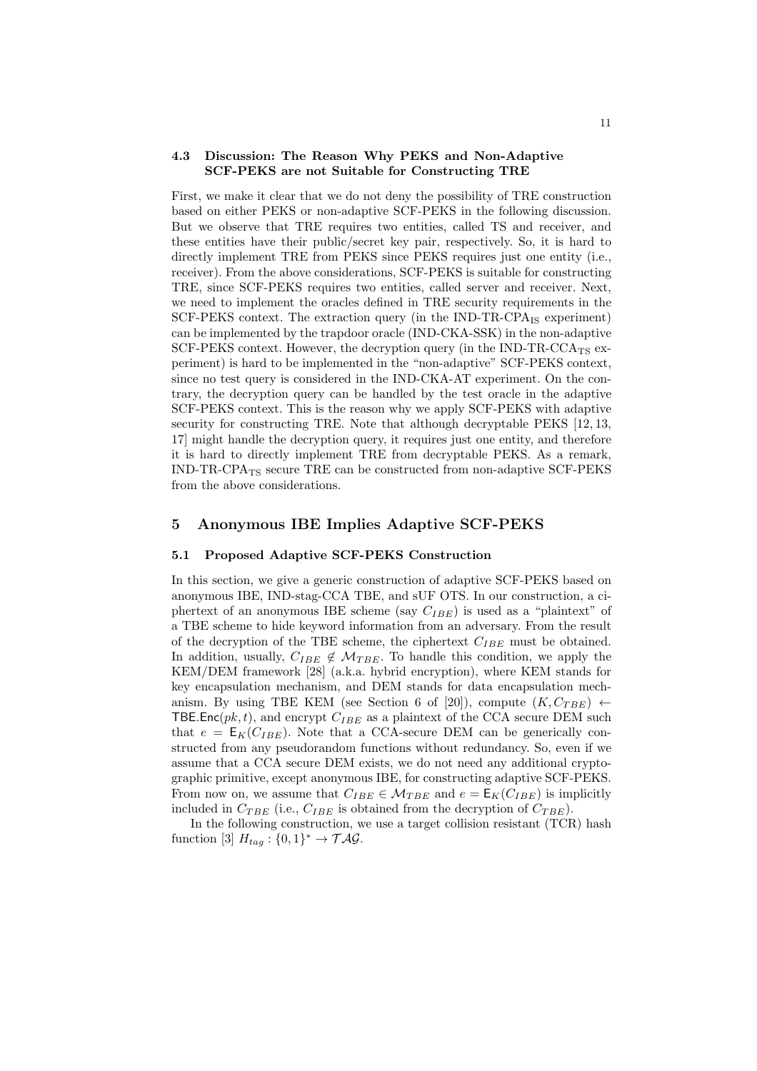### 4.3 Discussion: The Reason Why PEKS and Non-Adaptive SCF-PEKS are not Suitable for Constructing TRE

First, we make it clear that we do not deny the possibility of TRE construction based on either PEKS or non-adaptive SCF-PEKS in the following discussion. But we observe that TRE requires two entities, called TS and receiver, and these entities have their public/secret key pair, respectively. So, it is hard to directly implement TRE from PEKS since PEKS requires just one entity (i.e., receiver). From the above considerations, SCF-PEKS is suitable for constructing TRE, since SCF-PEKS requires two entities, called server and receiver. Next, we need to implement the oracles defined in TRE security requirements in the SCF-PEKS context. The extraction query (in the IND-TR-CPA$_{\mathrm{IS}}$ experiment) can be implemented by the trapdoor oracle (IND-CKA-SSK) in the non-adaptive SCF-PEKS context. However, the decryption query (in the IND-TR-CCA$_{\mathrm{TS}}$ experiment) is hard to be implemented in the "non-adaptive" SCF-PEKS context, since no test query is considered in the IND-CKA-AT experiment. On the contrary, the decryption query can be handled by the test oracle in the adaptive SCF-PEKS context. This is the reason why we apply SCF-PEKS with adaptive security for constructing TRE. Note that although decryptable PEKS [12, 13, 17] might handle the decryption query, it requires just one entity, and therefore it is hard to directly implement TRE from decryptable PEKS. As a remark, IND-TR-CPA$_{\mathrm{TS}}$ secure TRE can be constructed from non-adaptive SCF-PEKS from the above considerations.

## 5 Anonymous IBE Implies Adaptive SCF-PEKS

### 5.1 Proposed Adaptive SCF-PEKS Construction

In this section, we give a generic construction of adaptive SCF-PEKS based on anonymous IBE, IND-stag-CCA TBE, and sUF OTS. In our construction, a ciphertext of an anonymous IBE scheme (say $C_{IBE}$) is used as a "plaintext" of a TBE scheme to hide keyword information from an adversary. From the result of the decryption of the TBE scheme, the ciphertext $C_{IBE}$ must be obtained. In addition, usually, $C_{IBE} \notin \mathcal{M}_{TBE}$. To handle this condition, we apply the KEM/DEM framework [28] (a.k.a. hybrid encryption), where KEM stands for key encapsulation mechanism, and DEM stands for data encapsulation mechanism. By using TBE KEM (see Section 6 of [20]), compute $(K, C_{TBE}) \leftarrow \mathsf{TBE.Enc}(pk, t)$, and encrypt $C_{IBE}$ as a plaintext of the CCA secure DEM such that $e = \mathsf{E}_K(C_{IBE})$. Note that a CCA-secure DEM can be generically constructed from any pseudorandom functions without redundancy. So, even if we assume that a CCA secure DEM exists, we do not need any additional cryptographic primitive, except anonymous IBE, for constructing adaptive SCF-PEKS. From now on, we assume that $C_{IBE} \in \mathcal{M}_{TBE}$ and $e = \mathsf{E}_K(C_{IBE})$ is implicitly included in $C_{TBE}$ (i.e., $C_{IBE}$ is obtained from the decryption of $C_{TBE}$).

In the following construction, we use a target collision resistant (TCR) hash function [3] $H_{tag} : \{0,1\}^* \rightarrow \mathcal{TAG}$.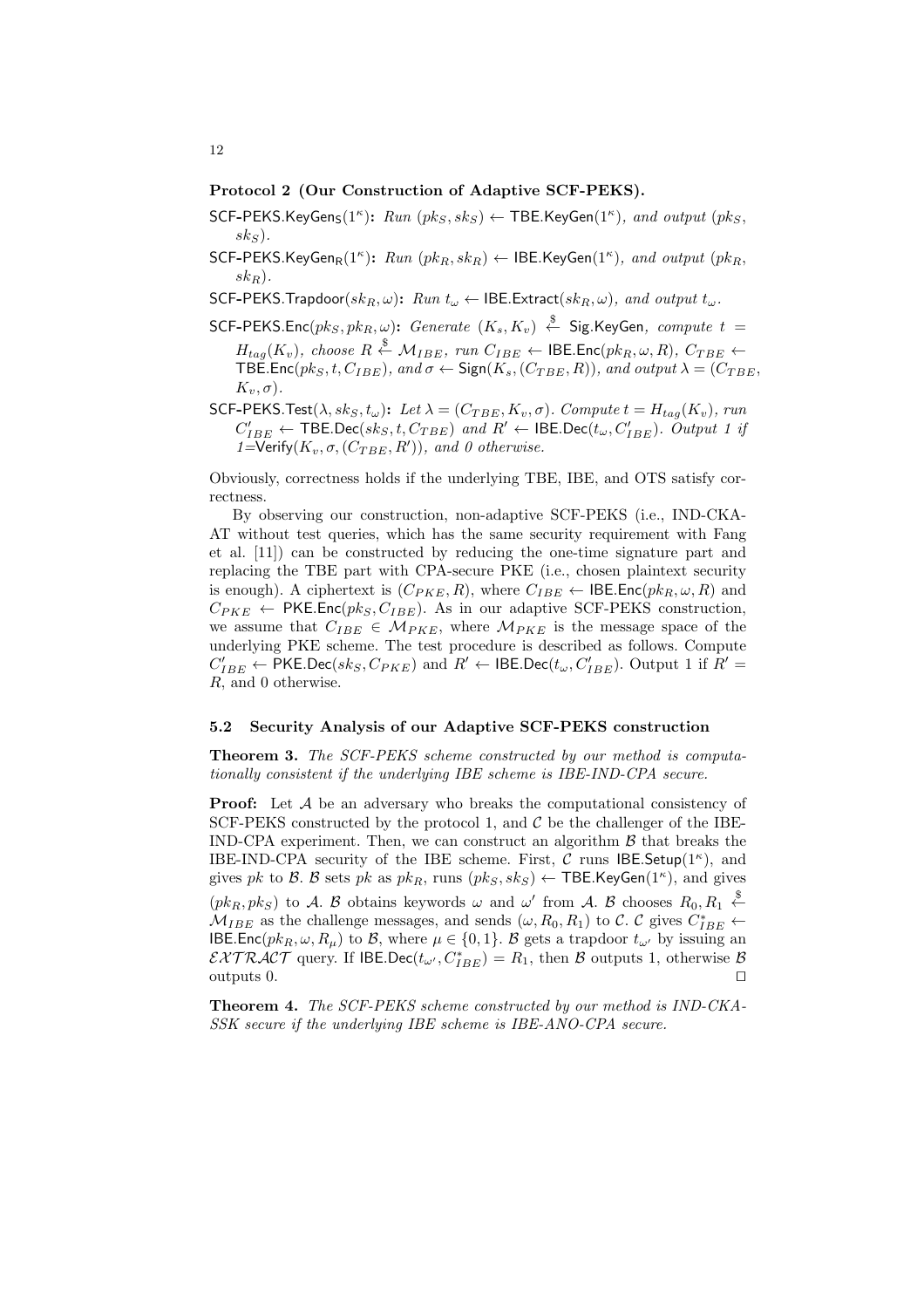**Protocol 2 (Our Construction of Adaptive SCF-PEKS).**

$\mathsf{SCF\text{-}PEKS.KeyGen_S}(1^\kappa)$**:** *Run* $(pk_S, sk_S) \leftarrow \mathsf{TBE.KeyGen}(1^\kappa)$*, and output* $(pk_S, sk_S)$*.*

$\mathsf{SCF\text{-}PEKS.KeyGen_R}(1^\kappa)$**:** *Run* $(pk_R, sk_R) \leftarrow \mathsf{IBE.KeyGen}(1^\kappa)$*, and output* $(pk_R, sk_R)$*.*

$\mathsf{SCF\text{-}PEKS.Trapdoor}(sk_R, \omega)$**:** *Run* $t_\omega \leftarrow \mathsf{IBE.Extract}(sk_R, \omega)$*, and output* $t_\omega$*.*

$\mathsf{SCF\text{-}PEKS.Enc}(pk_S, pk_R, \omega)$**:** *Generate* $(K_s, K_v) \xleftarrow{\$} \mathsf{Sig.KeyGen}$*, compute* $t = H_{tag}(K_v)$*, choose* $R \xleftarrow{\$} \mathcal{M}_{IBE}$*, run* $C_{IBE} \leftarrow \mathsf{IBE.Enc}(pk_R, \omega, R)$*,* $C_{TBE} \leftarrow \mathsf{TBE.Enc}(pk_S, t, C_{IBE})$*, and* $\sigma \leftarrow \mathsf{Sign}(K_s, (C_{TBE}, R))$*, and output* $\lambda = (C_{TBE}, K_v, \sigma)$*.*

$\mathsf{SCF\text{-}PEKS.Test}(\lambda, sk_S, t_\omega)$**:** *Let* $\lambda = (C_{TBE}, K_v, \sigma)$*. Compute* $t = H_{tag}(K_v)$*, run* $C'_{IBE} \leftarrow \mathsf{TBE.Dec}(sk_S, t, C_{TBE})$ *and* $R' \leftarrow \mathsf{IBE.Dec}(t_\omega, C'_{IBE})$*. Output 1 if* $1 = \mathsf{Verify}(K_v, \sigma, (C_{TBE}, R'))$*, and 0 otherwise.*

Obviously, correctness holds if the underlying TBE, IBE, and OTS satisfy correctness.

By observing our construction, non-adaptive SCF-PEKS (i.e., IND-CKA-AT without test queries, which has the same security requirement with Fang et al. [11]) can be constructed by reducing the one-time signature part and replacing the TBE part with CPA-secure PKE (i.e., chosen plaintext security is enough). A ciphertext is $(C_{PKE}, R)$, where $C_{IBE} \leftarrow \mathsf{IBE.Enc}(pk_R, \omega, R)$ and $C_{PKE} \leftarrow \mathsf{PKE.Enc}(pk_S, C_{IBE})$. As in our adaptive SCF-PEKS construction, we assume that $C_{IBE} \in \mathcal{M}_{PKE}$, where $\mathcal{M}_{PKE}$ is the message space of the underlying PKE scheme. The test procedure is described as follows. Compute $C'_{IBE} \leftarrow \mathsf{PKE.Dec}(sk_S, C_{PKE})$ and $R' \leftarrow \mathsf{IBE.Dec}(t_\omega, C'_{IBE})$. Output 1 if $R' = R$, and 0 otherwise.

### 5.2 Security Analysis of our Adaptive SCF-PEKS construction

**Theorem 3.** *The SCF-PEKS scheme constructed by our method is computationally consistent if the underlying IBE scheme is IBE-IND-CPA secure.*

**Proof:** Let $\mathcal{A}$ be an adversary who breaks the computational consistency of SCF-PEKS constructed by the protocol 1, and $\mathcal{C}$ be the challenger of the IBE-IND-CPA experiment. Then, we can construct an algorithm $\mathcal{B}$ that breaks the IBE-IND-CPA security of the IBE scheme. First, $\mathcal{C}$ runs $\mathsf{IBE.Setup}(1^\kappa)$, and gives $pk$ to $\mathcal{B}$. $\mathcal{B}$ sets $pk$ as $pk_R$, runs $(pk_S, sk_S) \leftarrow \mathsf{TBE.KeyGen}(1^\kappa)$, and gives $(pk_R, pk_S)$ to $\mathcal{A}$. $\mathcal{B}$ obtains keywords $\omega$ and $\omega'$ from $\mathcal{A}$. $\mathcal{B}$ chooses $R_0, R_1 \xleftarrow{\$} \mathcal{M}_{IBE}$ as the challenge messages, and sends $(\omega, R_0, R_1)$ to $\mathcal{C}$. $\mathcal{C}$ gives $C^*_{IBE} \leftarrow \mathsf{IBE.Enc}(pk_R, \omega, R_\mu)$ to $\mathcal{B}$, where $\mu \in \{0, 1\}$. $\mathcal{B}$ gets a trapdoor $t_{\omega'}$ by issuing an $\mathcal{EXTRACT}$ query. If $\mathsf{IBE.Dec}(t_{\omega'}, C^*_{IBE}) = R_1$, then $\mathcal{B}$ outputs 1, otherwise $\mathcal{B}$ outputs 0. $\square$

**Theorem 4.** *The SCF-PEKS scheme constructed by our method is IND-CKA-SSK secure if the underlying IBE scheme is IBE-ANO-CPA secure.*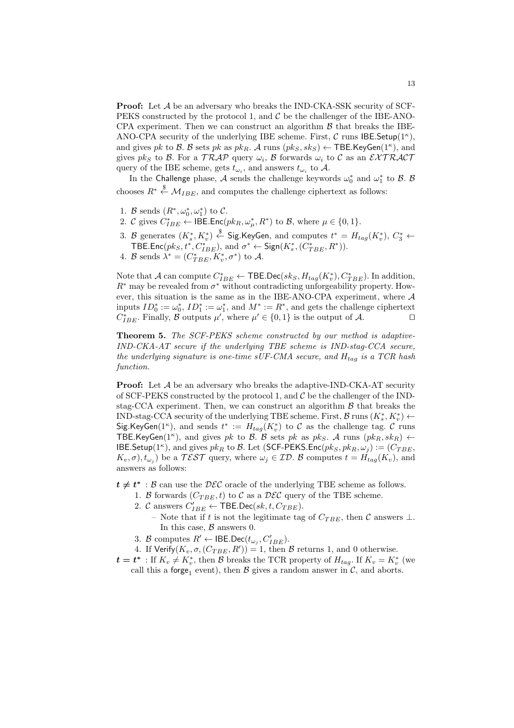**Proof:** Let $\mathcal{A}$ be an adversary who breaks the IND-CKA-SSK security of SCF-PEKS constructed by the protocol 1, and $\mathcal{C}$ be the challenger of the IBE-ANO-CPA experiment. Then we can construct an algorithm $\mathcal{B}$ that breaks the IBE-ANO-CPA security of the underlying IBE scheme. First, $\mathcal{C}$ runs $\mathsf{IBE.Setup}(1^\kappa)$, and gives $pk$ to $\mathcal{B}$. $\mathcal{B}$ sets $pk$ as $pk_R$. $\mathcal{A}$ runs $(pk_S, sk_S) \leftarrow \mathsf{TBE.KeyGen}(1^\kappa)$, and gives $pk_S$ to $\mathcal{B}$. For a $\mathcal{TRAP}$ query $\omega_i$, $\mathcal{B}$ forwards $\omega_i$ to $\mathcal{C}$ as an $\mathcal{EXTRACT}$ query of the IBE scheme, gets $t_{\omega_i}$, and answers $t_{\omega_i}$ to $\mathcal{A}$.

In the $\mathsf{Challenge}$ phase, $\mathcal{A}$ sends the challenge keywords $\omega_0^*$ and $\omega_1^*$ to $\mathcal{B}$. $\mathcal{B}$ chooses $R^* \xleftarrow{\$} \mathcal{M}_{IBE}$, and computes the challenge ciphertext as follows:

1. $\mathcal{B}$ sends $(R^*, \omega_0^*, \omega_1^*)$ to $\mathcal{C}$.
2. $\mathcal{C}$ gives $C_{IBE}^* \leftarrow \mathsf{IBE.Enc}(pk_R, \omega_\mu^*, R^*)$ to $\mathcal{B}$, where $\mu \in \{0,1\}$.
3. $\mathcal{B}$ generates $(K_s^*, K_v^*) \xleftarrow{\$} \mathsf{Sig.KeyGen}$, and computes $t^* = H_{tag}(K_v^*)$, $C_3^* \leftarrow \mathsf{TBE.Enc}(pk_S, t^*, C_{IBE}^*)$, and $\sigma^* \leftarrow \mathsf{Sign}(K_s^*, (C_{TBE}^*, R^*))$.
4. $\mathcal{B}$ sends $\lambda^* = (C_{TBE}^*, K_v^*, \sigma^*)$ to $\mathcal{A}$.

Note that $\mathcal{A}$ can compute $C_{IBE}^* \leftarrow \mathsf{TBE.Dec}(sk_S, H_{tag}(K_v^*), C_{TBE}^*)$. In addition, $R^*$ may be revealed from $\sigma^*$ without contradicting unforgeability property. However, this situation is the same as in the IBE-ANO-CPA experiment, where $\mathcal{A}$ inputs $ID_0^* := \omega_0^*$, $ID_1^* := \omega_1^*$, and $M^* := R^*$, and gets the challenge ciphertext $C_{IBE}^*$. Finally, $\mathcal{B}$ outputs $\mu'$, where $\mu' \in \{0,1\}$ is the output of $\mathcal{A}$. ◻

**Theorem 5.** *The SCF-PEKS scheme constructed by our method is adaptive-IND-CKA-AT secure if the underlying TBE scheme is IND-stag-CCA secure, the underlying signature is one-time sUF-CMA secure, and $H_{tag}$ is a TCR hash function.*

**Proof:** Let $\mathcal{A}$ be an adversary who breaks the adaptive-IND-CKA-AT security of SCF-PEKS constructed by the protocol 1, and $\mathcal{C}$ be the challenger of the IND-stag-CCA experiment. Then, we can construct an algorithm $\mathcal{B}$ that breaks the IND-stag-CCA security of the underlying TBE scheme. First, $\mathcal{B}$ runs $(K_s^*, K_v^*) \leftarrow \mathsf{Sig.KeyGen}(1^\kappa)$, and sends $t^* := H_{tag}(K_v^*)$ to $\mathcal{C}$ as the challenge tag. $\mathcal{C}$ runs $\mathsf{TBE.KeyGen}(1^\kappa)$, and gives $pk$ to $\mathcal{B}$. $\mathcal{B}$ sets $pk$ as $pk_S$. $\mathcal{A}$ runs $(pk_R, sk_R) \leftarrow \mathsf{IBE.Setup}(1^\kappa)$, and gives $pk_R$ to $\mathcal{B}$. Let $(\mathsf{SCF\text{-}PEKS.Enc}(pk_S, pk_R, \omega_j) := (C_{TBE}, K_v, \sigma), t_{\omega_j})$ be a $\mathcal{TEST}$ query, where $\omega_j \in \mathcal{ID}$. $\mathcal{B}$ computes $t = H_{tag}(K_v)$, and answers as follows:

- $\boldsymbol{t \neq t^*}$ : $\mathcal{B}$ can use the $\mathcal{DEC}$ oracle of the underlying TBE scheme as follows.
  1. $\mathcal{B}$ forwards $(C_{TBE}, t)$ to $\mathcal{C}$ as a $\mathcal{DEC}$ query of the TBE scheme.
  2. $\mathcal{C}$ answers $C'_{IBE} \leftarrow \mathsf{TBE.Dec}(sk, t, C_{TBE})$.
     - Note that if $t$ is not the legitimate tag of $C_{TBE}$, then $\mathcal{C}$ answers $\perp$. In this case, $\mathcal{B}$ answers 0.
  3. $\mathcal{B}$ computes $R' \leftarrow \mathsf{IBE.Dec}(t_{\omega_j}, C'_{IBE})$.
  4. If $\mathsf{Verify}(K_v, \sigma, (C_{TBE}, R')) = 1$, then $\mathcal{B}$ returns 1, and 0 otherwise.
- $\boldsymbol{t = t^*}$ : If $K_v \neq K_v^*$, then $\mathcal{B}$ breaks the TCR property of $H_{tag}$. If $K_v = K_v^*$ (we call this a $\mathsf{forge}_1$ event), then $\mathcal{B}$ gives a random answer in $\mathcal{C}$, and aborts.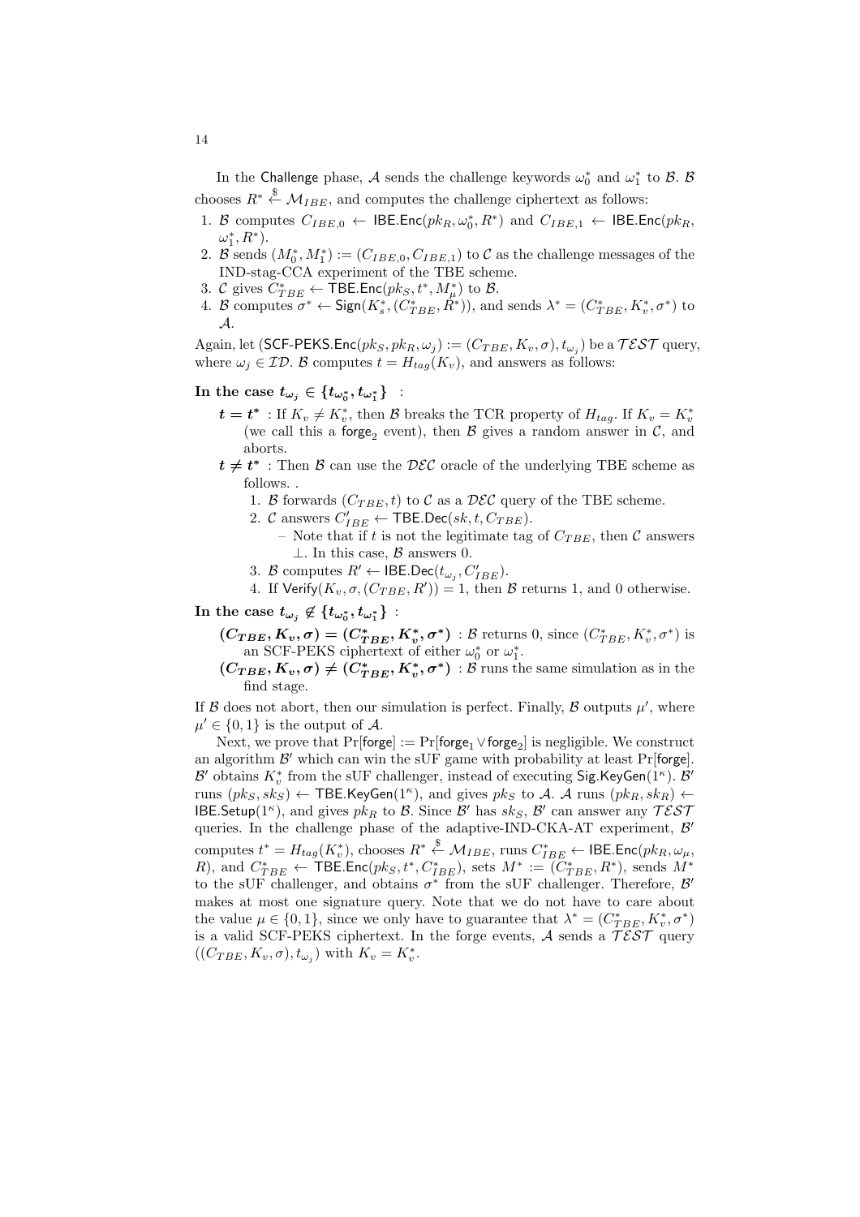In the Challenge phase, $\mathcal{A}$ sends the challenge keywords $\omega_0^*$ and $\omega_1^*$ to $\mathcal{B}$. $\mathcal{B}$ chooses $R^* \xleftarrow{\$} \mathcal{M}_{IBE}$, and computes the challenge ciphertext as follows:

1. $\mathcal{B}$ computes $C_{IBE,0} \leftarrow \mathsf{IBE.Enc}(pk_R, \omega_0^*, R^*)$ and $C_{IBE,1} \leftarrow \mathsf{IBE.Enc}(pk_R, \omega_1^*, R^*)$.
2. $\mathcal{B}$ sends $(M_0^*, M_1^*) := (C_{IBE,0}, C_{IBE,1})$ to $\mathcal{C}$ as the challenge messages of the IND-stag-CCA experiment of the TBE scheme.
3. $\mathcal{C}$ gives $C_{TBE}^* \leftarrow \mathsf{TBE.Enc}(pk_S, t^*, M_\mu^*)$ to $\mathcal{B}$.
4. $\mathcal{B}$ computes $\sigma^* \leftarrow \mathsf{Sign}(K_s^*, (C_{TBE}^*, R^*))$, and sends $\lambda^* = (C_{TBE}^*, K_v^*, \sigma^*)$ to $\mathcal{A}$.

Again, let $(\mathsf{SCF\text{-}PEKS.Enc}(pk_S, pk_R, \omega_j) := (C_{TBE}, K_v, \sigma), t_{\omega_j})$ be a $\mathcal{TEST}$ query, where $\omega_j \in \mathcal{ID}$. $\mathcal{B}$ computes $t = H_{tag}(K_v)$, and answers as follows:

**In the case $t_{\omega_j} \in \{t_{\omega_0^*}, t_{\omega_1^*}\}$ :**

- $t = t^*$ : If $K_v \neq K_v^*$, then $\mathcal{B}$ breaks the TCR property of $H_{tag}$. If $K_v = K_v^*$ (we call this a $\mathsf{forge}_2$ event), then $\mathcal{B}$ gives a random answer in $\mathcal{C}$, and aborts.
- $t \neq t^*$ : Then $\mathcal{B}$ can use the $\mathcal{DEC}$ oracle of the underlying TBE scheme as follows. .
  1. $\mathcal{B}$ forwards $(C_{TBE}, t)$ to $\mathcal{C}$ as a $\mathcal{DEC}$ query of the TBE scheme.
  2. $\mathcal{C}$ answers $C'_{IBE} \leftarrow \mathsf{TBE.Dec}(sk, t, C_{TBE})$.
     - Note that if $t$ is not the legitimate tag of $C_{TBE}$, then $\mathcal{C}$ answers $\perp$. In this case, $\mathcal{B}$ answers 0.
  3. $\mathcal{B}$ computes $R' \leftarrow \mathsf{IBE.Dec}(t_{\omega_j}, C'_{IBE})$.
  4. If $\mathsf{Verify}(K_v, \sigma, (C_{TBE}, R')) = 1$, then $\mathcal{B}$ returns 1, and 0 otherwise.

**In the case $t_{\omega_j} \notin \{t_{\omega_0^*}, t_{\omega_1^*}\}$ :**

- $(C_{TBE}, K_v, \sigma) = (C_{TBE}^*, K_v^*, \sigma^*)$ : $\mathcal{B}$ returns 0, since $(C_{TBE}^*, K_v^*, \sigma^*)$ is an SCF-PEKS ciphertext of either $\omega_0^*$ or $\omega_1^*$.
- $(C_{TBE}, K_v, \sigma) \neq (C_{TBE}^*, K_v^*, \sigma^*)$ : $\mathcal{B}$ runs the same simulation as in the find stage.

If $\mathcal{B}$ does not abort, then our simulation is perfect. Finally, $\mathcal{B}$ outputs $\mu'$, where $\mu' \in \{0, 1\}$ is the output of $\mathcal{A}$.

Next, we prove that $\Pr[\mathsf{forge}] := \Pr[\mathsf{forge}_1 \vee \mathsf{forge}_2]$ is negligible. We construct an algorithm $\mathcal{B}'$ which can win the sUF game with probability at least $\Pr[\mathsf{forge}]$. $\mathcal{B}'$ obtains $K_v^*$ from the sUF challenger, instead of executing $\mathsf{Sig.KeyGen}(1^\kappa)$. $\mathcal{B}'$ runs $(pk_S, sk_S) \leftarrow \mathsf{TBE.KeyGen}(1^\kappa)$, and gives $pk_S$ to $\mathcal{A}$. $\mathcal{A}$ runs $(pk_R, sk_R) \leftarrow \mathsf{IBE.Setup}(1^\kappa)$, and gives $pk_R$ to $\mathcal{B}$. Since $\mathcal{B}'$ has $sk_S$, $\mathcal{B}'$ can answer any $\mathcal{TEST}$ queries. In the challenge phase of the adaptive-IND-CKA-AT experiment, $\mathcal{B}'$ computes $t^* = H_{tag}(K_v^*)$, chooses $R^* \xleftarrow{\$} \mathcal{M}_{IBE}$, runs $C_{IBE}^* \leftarrow \mathsf{IBE.Enc}(pk_R, \omega_\mu, R)$, and $C_{TBE}^* \leftarrow \mathsf{TBE.Enc}(pk_S, t^*, C_{IBE}^*)$, sets $M^* := (C_{TBE}^*, R^*)$, sends $M^*$ to the sUF challenger, and obtains $\sigma^*$ from the sUF challenger. Therefore, $\mathcal{B}'$ makes at most one signature query. Note that we do not have to care about the value $\mu \in \{0, 1\}$, since we only have to guarantee that $\lambda^* = (C_{TBE}^*, K_v^*, \sigma^*)$ is a valid SCF-PEKS ciphertext. In the forge events, $\mathcal{A}$ sends a $\mathcal{TEST}$ query $((C_{TBE}, K_v, \sigma), t_{\omega_j})$ with $K_v = K_v^*$.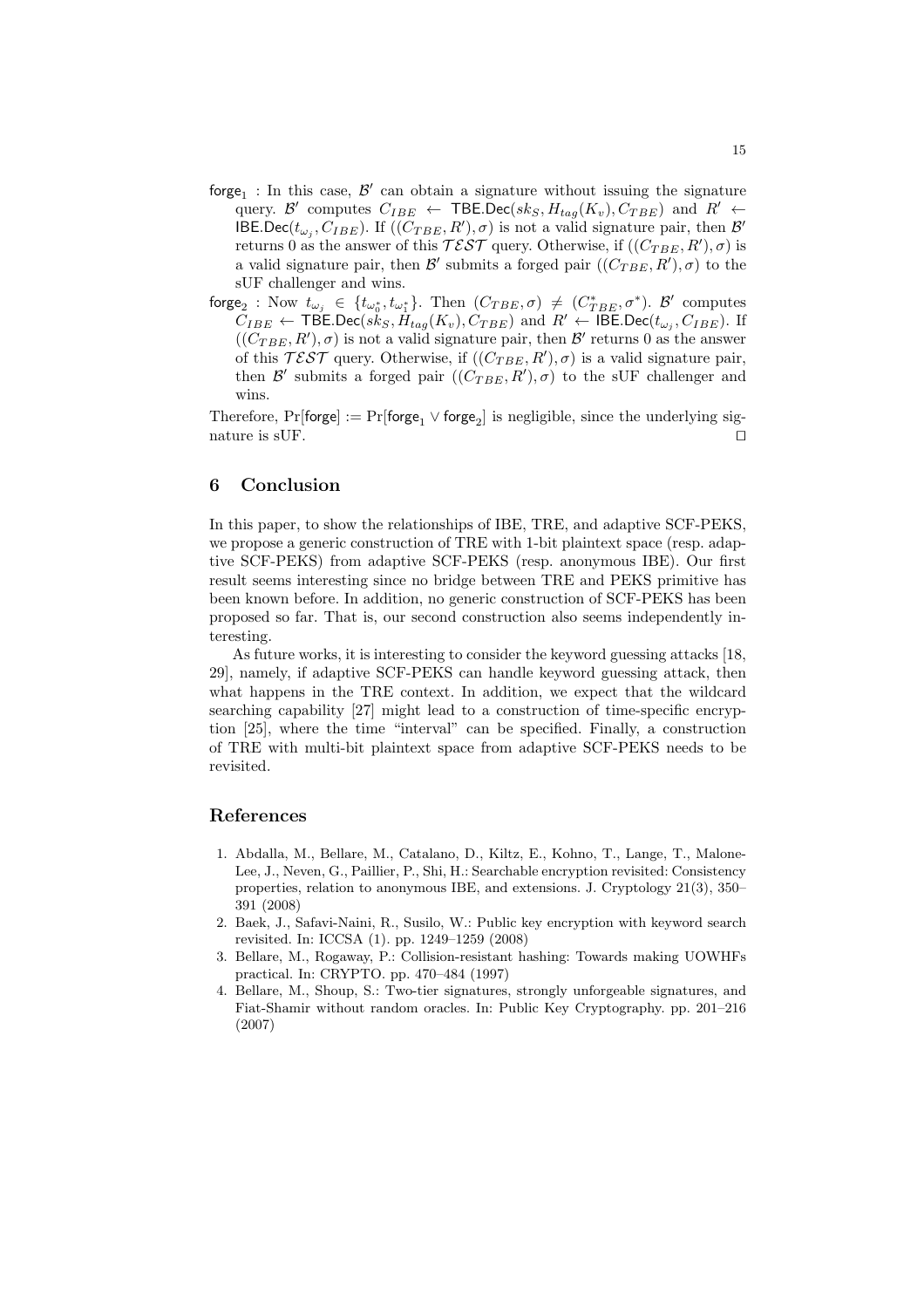- $\mathsf{forge}_1$ : In this case, $\mathcal{B}'$ can obtain a signature without issuing the signature query. $\mathcal{B}'$ computes $C_{IBE} \leftarrow \mathsf{TBE.Dec}(sk_S, H_{tag}(K_v), C_{TBE})$ and $R' \leftarrow \mathsf{IBE.Dec}(t_{\omega_j}, C_{IBE})$. If $((C_{TBE}, R'), \sigma)$ is not a valid signature pair, then $\mathcal{B}'$ returns 0 as the answer of this $\mathcal{TEST}$ query. Otherwise, if $((C_{TBE}, R'), \sigma)$ is a valid signature pair, then $\mathcal{B}'$ submits a forged pair $((C_{TBE}, R'), \sigma)$ to the sUF challenger and wins.
- $\mathsf{forge}_2$ : Now $t_{\omega_j} \in \{t_{\omega_0^*}, t_{\omega_1^*}\}$. Then $(C_{TBE}, \sigma) \neq (C_{TBE}^*, \sigma^*)$. $\mathcal{B}'$ computes $C_{IBE} \leftarrow \mathsf{TBE.Dec}(sk_S, H_{tag}(K_v), C_{TBE})$ and $R' \leftarrow \mathsf{IBE.Dec}(t_{\omega_j}, C_{IBE})$. If $((C_{TBE}, R'), \sigma)$ is not a valid signature pair, then $\mathcal{B}'$ returns 0 as the answer of this $\mathcal{TEST}$ query. Otherwise, if $((C_{TBE}, R'), \sigma)$ is a valid signature pair, then $\mathcal{B}'$ submits a forged pair $((C_{TBE}, R'), \sigma)$ to the sUF challenger and wins.

Therefore, $\Pr[\mathsf{forge}] := \Pr[\mathsf{forge}_1 \vee \mathsf{forge}_2]$ is negligible, since the underlying signature is sUF. $\square$

## 6 Conclusion

In this paper, to show the relationships of IBE, TRE, and adaptive SCF-PEKS, we propose a generic construction of TRE with 1-bit plaintext space (resp. adaptive SCF-PEKS) from adaptive SCF-PEKS (resp. anonymous IBE). Our first result seems interesting since no bridge between TRE and PEKS primitive has been known before. In addition, no generic construction of SCF-PEKS has been proposed so far. That is, our second construction also seems independently interesting.

As future works, it is interesting to consider the keyword guessing attacks [18, 29], namely, if adaptive SCF-PEKS can handle keyword guessing attack, then what happens in the TRE context. In addition, we expect that the wildcard searching capability [27] might lead to a construction of time-specific encryption [25], where the time "interval" can be specified. Finally, a construction of TRE with multi-bit plaintext space from adaptive SCF-PEKS needs to be revisited.

## References

1. Abdalla, M., Bellare, M., Catalano, D., Kiltz, E., Kohno, T., Lange, T., Malone-Lee, J., Neven, G., Paillier, P., Shi, H.: Searchable encryption revisited: Consistency properties, relation to anonymous IBE, and extensions. J. Cryptology 21(3), 350–391 (2008)
2. Baek, J., Safavi-Naini, R., Susilo, W.: Public key encryption with keyword search revisited. In: ICCSA (1). pp. 1249–1259 (2008)
3. Bellare, M., Rogaway, P.: Collision-resistant hashing: Towards making UOWHFs practical. In: CRYPTO. pp. 470–484 (1997)
4. Bellare, M., Shoup, S.: Two-tier signatures, strongly unforgeable signatures, and Fiat-Shamir without random oracles. In: Public Key Cryptography. pp. 201–216 (2007)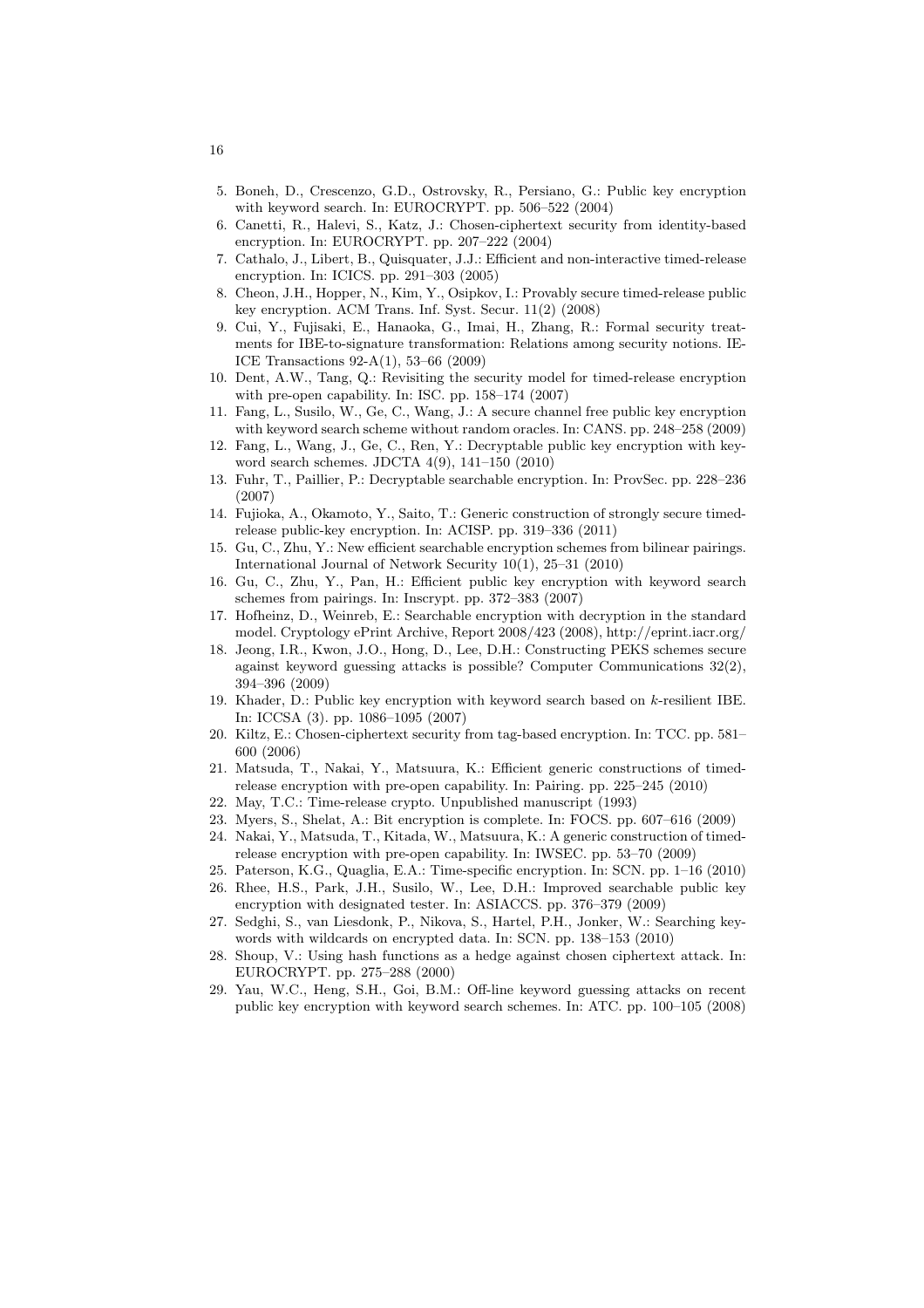5. Boneh, D., Crescenzo, G.D., Ostrovsky, R., Persiano, G.: Public key encryption with keyword search. In: EUROCRYPT. pp. 506–522 (2004)
6. Canetti, R., Halevi, S., Katz, J.: Chosen-ciphertext security from identity-based encryption. In: EUROCRYPT. pp. 207–222 (2004)
7. Cathalo, J., Libert, B., Quisquater, J.J.: Efficient and non-interactive timed-release encryption. In: ICICS. pp. 291–303 (2005)
8. Cheon, J.H., Hopper, N., Kim, Y., Osipkov, I.: Provably secure timed-release public key encryption. ACM Trans. Inf. Syst. Secur. 11(2) (2008)
9. Cui, Y., Fujisaki, E., Hanaoka, G., Imai, H., Zhang, R.: Formal security treatments for IBE-to-signature transformation: Relations among security notions. IEICE Transactions 92-A(1), 53–66 (2009)
10. Dent, A.W., Tang, Q.: Revisiting the security model for timed-release encryption with pre-open capability. In: ISC. pp. 158–174 (2007)
11. Fang, L., Susilo, W., Ge, C., Wang, J.: A secure channel free public key encryption with keyword search scheme without random oracles. In: CANS. pp. 248–258 (2009)
12. Fang, L., Wang, J., Ge, C., Ren, Y.: Decryptable public key encryption with keyword search schemes. JDCTA 4(9), 141–150 (2010)
13. Fuhr, T., Paillier, P.: Decryptable searchable encryption. In: ProvSec. pp. 228–236 (2007)
14. Fujioka, A., Okamoto, Y., Saito, T.: Generic construction of strongly secure timed-release public-key encryption. In: ACISP. pp. 319–336 (2011)
15. Gu, C., Zhu, Y.: New efficient searchable encryption schemes from bilinear pairings. International Journal of Network Security 10(1), 25–31 (2010)
16. Gu, C., Zhu, Y., Pan, H.: Efficient public key encryption with keyword search schemes from pairings. In: Inscrypt. pp. 372–383 (2007)
17. Hofheinz, D., Weinreb, E.: Searchable encryption with decryption in the standard model. Cryptology ePrint Archive, Report 2008/423 (2008), http://eprint.iacr.org/
18. Jeong, I.R., Kwon, J.O., Hong, D., Lee, D.H.: Constructing PEKS schemes secure against keyword guessing attacks is possible? Computer Communications 32(2), 394–396 (2009)
19. Khader, D.: Public key encryption with keyword search based on $k$-resilient IBE. In: ICCSA (3). pp. 1086–1095 (2007)
20. Kiltz, E.: Chosen-ciphertext security from tag-based encryption. In: TCC. pp. 581–600 (2006)
21. Matsuda, T., Nakai, Y., Matsuura, K.: Efficient generic constructions of timed-release encryption with pre-open capability. In: Pairing. pp. 225–245 (2010)
22. May, T.C.: Time-release crypto. Unpublished manuscript (1993)
23. Myers, S., Shelat, A.: Bit encryption is complete. In: FOCS. pp. 607–616 (2009)
24. Nakai, Y., Matsuda, T., Kitada, W., Matsuura, K.: A generic construction of timed-release encryption with pre-open capability. In: IWSEC. pp. 53–70 (2009)
25. Paterson, K.G., Quaglia, E.A.: Time-specific encryption. In: SCN. pp. 1–16 (2010)
26. Rhee, H.S., Park, J.H., Susilo, W., Lee, D.H.: Improved searchable public key encryption with designated tester. In: ASIACCS. pp. 376–379 (2009)
27. Sedghi, S., van Liesdonk, P., Nikova, S., Hartel, P.H., Jonker, W.: Searching keywords with wildcards on encrypted data. In: SCN. pp. 138–153 (2010)
28. Shoup, V.: Using hash functions as a hedge against chosen ciphertext attack. In: EUROCRYPT. pp. 275–288 (2000)
29. Yau, W.C., Heng, S.H., Goi, B.M.: Off-line keyword guessing attacks on recent public key encryption with keyword search schemes. In: ATC. pp. 100–105 (2008)